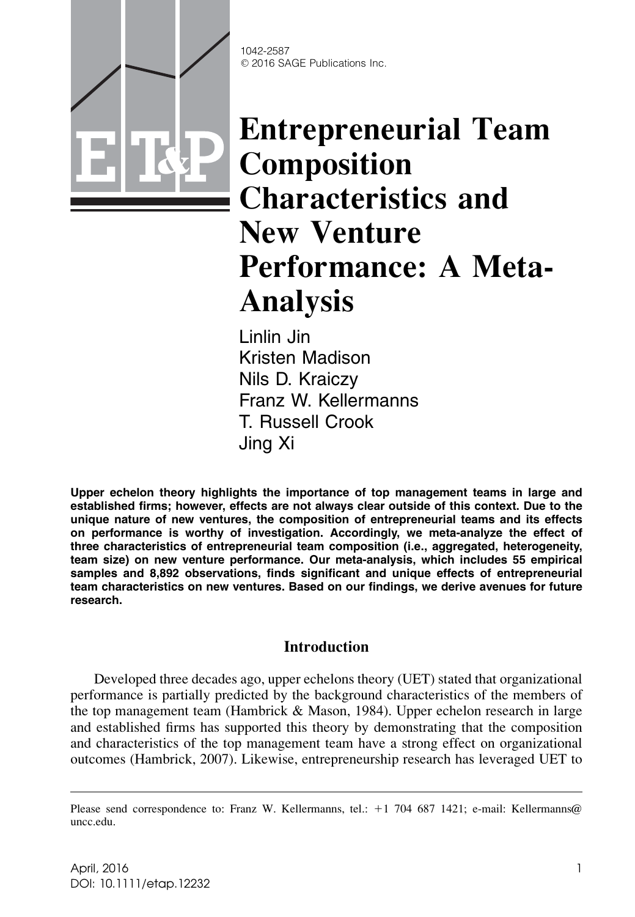1042-2587
© 2016 SAGE Publications Inc.

# Entrepreneurial Team Composition Characteristics and New Venture Performance: A Meta-Analysis

Linlin Jin
Kristen Madison
Nils D. Kraiczy
Franz W. Kellermanns
T. Russell Crook
Jing Xi

**Upper echelon theory highlights the importance of top management teams in large and established firms; however, effects are not always clear outside of this context. Due to the unique nature of new ventures, the composition of entrepreneurial teams and its effects on performance is worthy of investigation. Accordingly, we meta-analyze the effect of three characteristics of entrepreneurial team composition (i.e., aggregated, heterogeneity, team size) on new venture performance. Our meta-analysis, which includes 55 empirical samples and 8,892 observations, finds significant and unique effects of entrepreneurial team characteristics on new ventures. Based on our findings, we derive avenues for future research.**

## Introduction

Developed three decades ago, upper echelons theory (UET) stated that organizational performance is partially predicted by the background characteristics of the members of the top management team (Hambrick & Mason, 1984). Upper echelon research in large and established firms has supported this theory by demonstrating that the composition and characteristics of the top management team have a strong effect on organizational outcomes (Hambrick, 2007). Likewise, entrepreneurship research has leveraged UET to

---

Please send correspondence to: Franz W. Kellermanns, tel.: +1 704 687 1421; e-mail: Kellermanns@uncc.edu.

April, 2016
DOI: 10.1111/etap.12232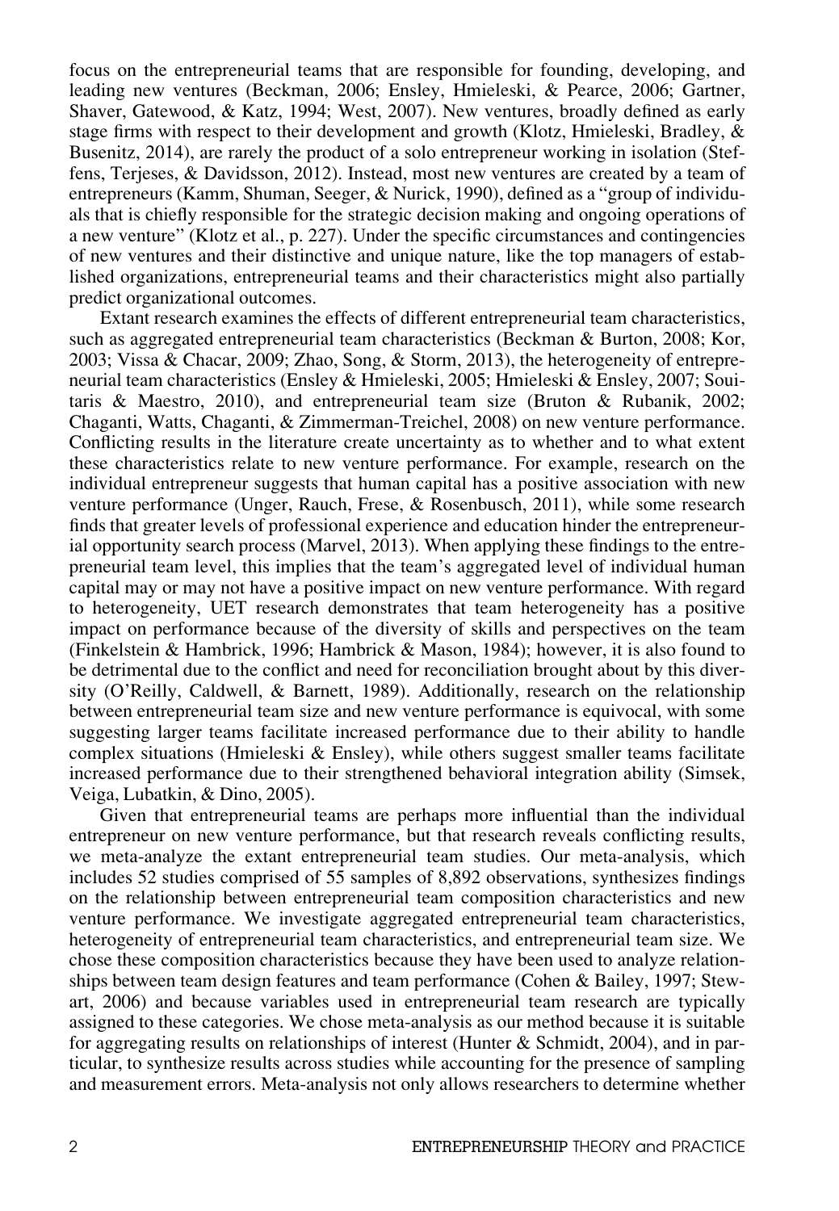focus on the entrepreneurial teams that are responsible for founding, developing, and leading new ventures (Beckman, 2006; Ensley, Hmieleski, & Pearce, 2006; Gartner, Shaver, Gatewood, & Katz, 1994; West, 2007). New ventures, broadly defined as early stage firms with respect to their development and growth (Klotz, Hmieleski, Bradley, & Busenitz, 2014), are rarely the product of a solo entrepreneur working in isolation (Steffens, Terjeses, & Davidsson, 2012). Instead, most new ventures are created by a team of entrepreneurs (Kamm, Shuman, Seeger, & Nurick, 1990), defined as a "group of individuals that is chiefly responsible for the strategic decision making and ongoing operations of a new venture" (Klotz et al., p. 227). Under the specific circumstances and contingencies of new ventures and their distinctive and unique nature, like the top managers of established organizations, entrepreneurial teams and their characteristics might also partially predict organizational outcomes.

Extant research examines the effects of different entrepreneurial team characteristics, such as aggregated entrepreneurial team characteristics (Beckman & Burton, 2008; Kor, 2003; Vissa & Chacar, 2009; Zhao, Song, & Storm, 2013), the heterogeneity of entrepreneurial team characteristics (Ensley & Hmieleski, 2005; Hmieleski & Ensley, 2007; Souitaris & Maestro, 2010), and entrepreneurial team size (Bruton & Rubanik, 2002; Chaganti, Watts, Chaganti, & Zimmerman-Treichel, 2008) on new venture performance. Conflicting results in the literature create uncertainty as to whether and to what extent these characteristics relate to new venture performance. For example, research on the individual entrepreneur suggests that human capital has a positive association with new venture performance (Unger, Rauch, Frese, & Rosenbusch, 2011), while some research finds that greater levels of professional experience and education hinder the entrepreneurial opportunity search process (Marvel, 2013). When applying these findings to the entrepreneurial team level, this implies that the team's aggregated level of individual human capital may or may not have a positive impact on new venture performance. With regard to heterogeneity, UET research demonstrates that team heterogeneity has a positive impact on performance because of the diversity of skills and perspectives on the team (Finkelstein & Hambrick, 1996; Hambrick & Mason, 1984); however, it is also found to be detrimental due to the conflict and need for reconciliation brought about by this diversity (O'Reilly, Caldwell, & Barnett, 1989). Additionally, research on the relationship between entrepreneurial team size and new venture performance is equivocal, with some suggesting larger teams facilitate increased performance due to their ability to handle complex situations (Hmieleski & Ensley), while others suggest smaller teams facilitate increased performance due to their strengthened behavioral integration ability (Simsek, Veiga, Lubatkin, & Dino, 2005).

Given that entrepreneurial teams are perhaps more influential than the individual entrepreneur on new venture performance, but that research reveals conflicting results, we meta-analyze the extant entrepreneurial team studies. Our meta-analysis, which includes 52 studies comprised of 55 samples of 8,892 observations, synthesizes findings on the relationship between entrepreneurial team composition characteristics and new venture performance. We investigate aggregated entrepreneurial team characteristics, heterogeneity of entrepreneurial team characteristics, and entrepreneurial team size. We chose these composition characteristics because they have been used to analyze relationships between team design features and team performance (Cohen & Bailey, 1997; Stewart, 2006) and because variables used in entrepreneurial team research are typically assigned to these categories. We chose meta-analysis as our method because it is suitable for aggregating results on relationships of interest (Hunter & Schmidt, 2004), and in particular, to synthesize results across studies while accounting for the presence of sampling and measurement errors. Meta-analysis not only allows researchers to determine whether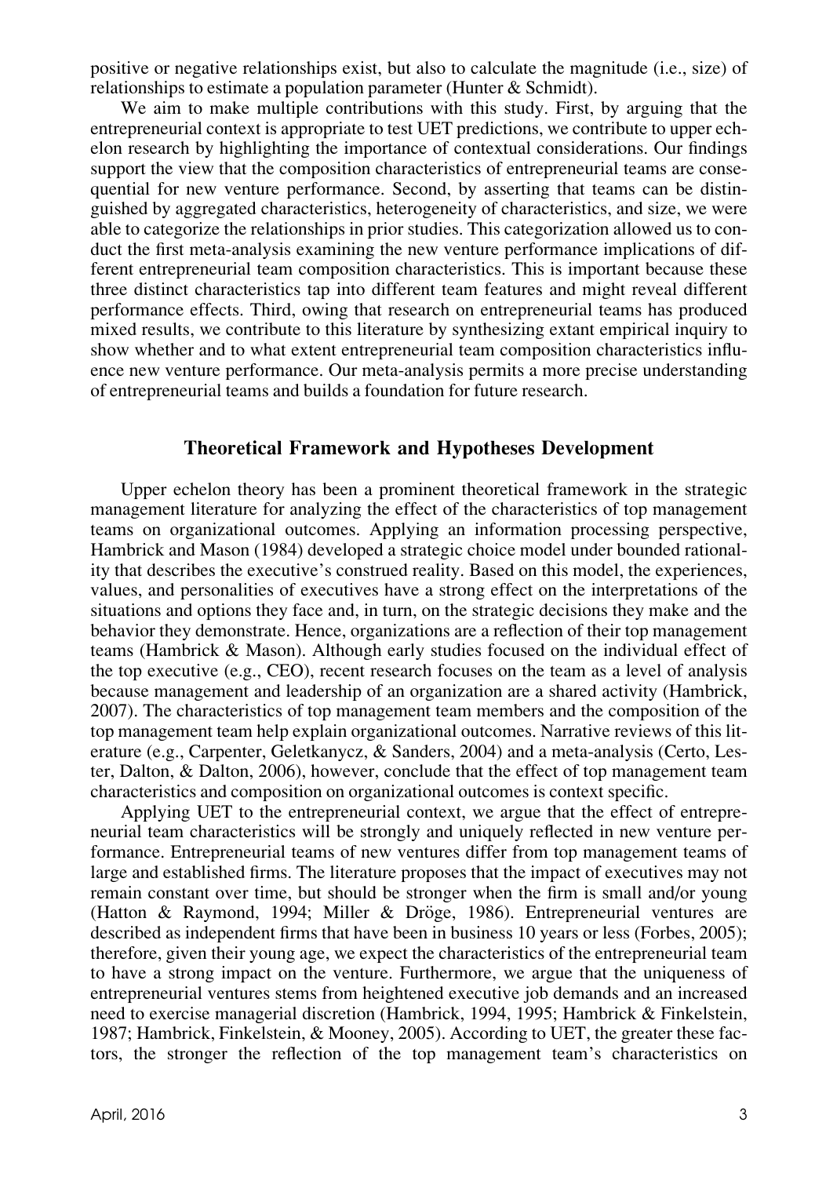positive or negative relationships exist, but also to calculate the magnitude (i.e., size) of relationships to estimate a population parameter (Hunter & Schmidt).

We aim to make multiple contributions with this study. First, by arguing that the entrepreneurial context is appropriate to test UET predictions, we contribute to upper echelon research by highlighting the importance of contextual considerations. Our findings support the view that the composition characteristics of entrepreneurial teams are consequential for new venture performance. Second, by asserting that teams can be distinguished by aggregated characteristics, heterogeneity of characteristics, and size, we were able to categorize the relationships in prior studies. This categorization allowed us to conduct the first meta-analysis examining the new venture performance implications of different entrepreneurial team composition characteristics. This is important because these three distinct characteristics tap into different team features and might reveal different performance effects. Third, owing that research on entrepreneurial teams has produced mixed results, we contribute to this literature by synthesizing extant empirical inquiry to show whether and to what extent entrepreneurial team composition characteristics influence new venture performance. Our meta-analysis permits a more precise understanding of entrepreneurial teams and builds a foundation for future research.

## Theoretical Framework and Hypotheses Development

Upper echelon theory has been a prominent theoretical framework in the strategic management literature for analyzing the effect of the characteristics of top management teams on organizational outcomes. Applying an information processing perspective, Hambrick and Mason (1984) developed a strategic choice model under bounded rationality that describes the executive's construed reality. Based on this model, the experiences, values, and personalities of executives have a strong effect on the interpretations of the situations and options they face and, in turn, on the strategic decisions they make and the behavior they demonstrate. Hence, organizations are a reflection of their top management teams (Hambrick & Mason). Although early studies focused on the individual effect of the top executive (e.g., CEO), recent research focuses on the team as a level of analysis because management and leadership of an organization are a shared activity (Hambrick, 2007). The characteristics of top management team members and the composition of the top management team help explain organizational outcomes. Narrative reviews of this literature (e.g., Carpenter, Geletkanycz, & Sanders, 2004) and a meta-analysis (Certo, Lester, Dalton, & Dalton, 2006), however, conclude that the effect of top management team characteristics and composition on organizational outcomes is context specific.

Applying UET to the entrepreneurial context, we argue that the effect of entrepreneurial team characteristics will be strongly and uniquely reflected in new venture performance. Entrepreneurial teams of new ventures differ from top management teams of large and established firms. The literature proposes that the impact of executives may not remain constant over time, but should be stronger when the firm is small and/or young (Hatton & Raymond, 1994; Miller & Dröge, 1986). Entrepreneurial ventures are described as independent firms that have been in business 10 years or less (Forbes, 2005); therefore, given their young age, we expect the characteristics of the entrepreneurial team to have a strong impact on the venture. Furthermore, we argue that the uniqueness of entrepreneurial ventures stems from heightened executive job demands and an increased need to exercise managerial discretion (Hambrick, 1994, 1995; Hambrick & Finkelstein, 1987; Hambrick, Finkelstein, & Mooney, 2005). According to UET, the greater these factors, the stronger the reflection of the top management team's characteristics on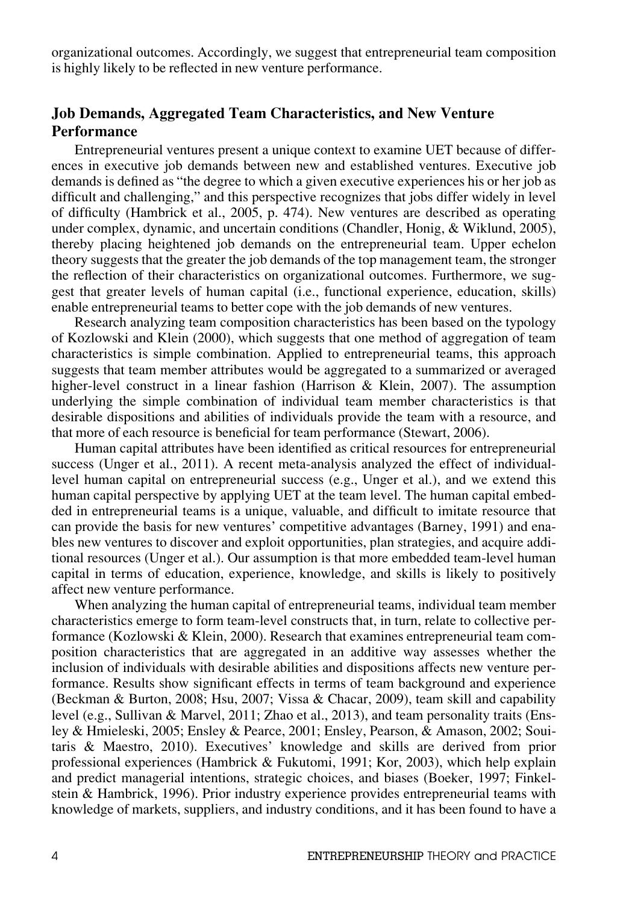organizational outcomes. Accordingly, we suggest that entrepreneurial team composition is highly likely to be reflected in new venture performance.

## Job Demands, Aggregated Team Characteristics, and New Venture Performance

Entrepreneurial ventures present a unique context to examine UET because of differences in executive job demands between new and established ventures. Executive job demands is defined as "the degree to which a given executive experiences his or her job as difficult and challenging," and this perspective recognizes that jobs differ widely in level of difficulty (Hambrick et al., 2005, p. 474). New ventures are described as operating under complex, dynamic, and uncertain conditions (Chandler, Honig, & Wiklund, 2005), thereby placing heightened job demands on the entrepreneurial team. Upper echelon theory suggests that the greater the job demands of the top management team, the stronger the reflection of their characteristics on organizational outcomes. Furthermore, we suggest that greater levels of human capital (i.e., functional experience, education, skills) enable entrepreneurial teams to better cope with the job demands of new ventures.

Research analyzing team composition characteristics has been based on the typology of Kozlowski and Klein (2000), which suggests that one method of aggregation of team characteristics is simple combination. Applied to entrepreneurial teams, this approach suggests that team member attributes would be aggregated to a summarized or averaged higher-level construct in a linear fashion (Harrison & Klein, 2007). The assumption underlying the simple combination of individual team member characteristics is that desirable dispositions and abilities of individuals provide the team with a resource, and that more of each resource is beneficial for team performance (Stewart, 2006).

Human capital attributes have been identified as critical resources for entrepreneurial success (Unger et al., 2011). A recent meta-analysis analyzed the effect of individual-level human capital on entrepreneurial success (e.g., Unger et al.), and we extend this human capital perspective by applying UET at the team level. The human capital embedded in entrepreneurial teams is a unique, valuable, and difficult to imitate resource that can provide the basis for new ventures' competitive advantages (Barney, 1991) and enables new ventures to discover and exploit opportunities, plan strategies, and acquire additional resources (Unger et al.). Our assumption is that more embedded team-level human capital in terms of education, experience, knowledge, and skills is likely to positively affect new venture performance.

When analyzing the human capital of entrepreneurial teams, individual team member characteristics emerge to form team-level constructs that, in turn, relate to collective performance (Kozlowski & Klein, 2000). Research that examines entrepreneurial team composition characteristics that are aggregated in an additive way assesses whether the inclusion of individuals with desirable abilities and dispositions affects new venture performance. Results show significant effects in terms of team background and experience (Beckman & Burton, 2008; Hsu, 2007; Vissa & Chacar, 2009), team skill and capability level (e.g., Sullivan & Marvel, 2011; Zhao et al., 2013), and team personality traits (Ensley & Hmieleski, 2005; Ensley & Pearce, 2001; Ensley, Pearson, & Amason, 2002; Souitaris & Maestro, 2010). Executives' knowledge and skills are derived from prior professional experiences (Hambrick & Fukutomi, 1991; Kor, 2003), which help explain and predict managerial intentions, strategic choices, and biases (Boeker, 1997; Finkelstein & Hambrick, 1996). Prior industry experience provides entrepreneurial teams with knowledge of markets, suppliers, and industry conditions, and it has been found to have a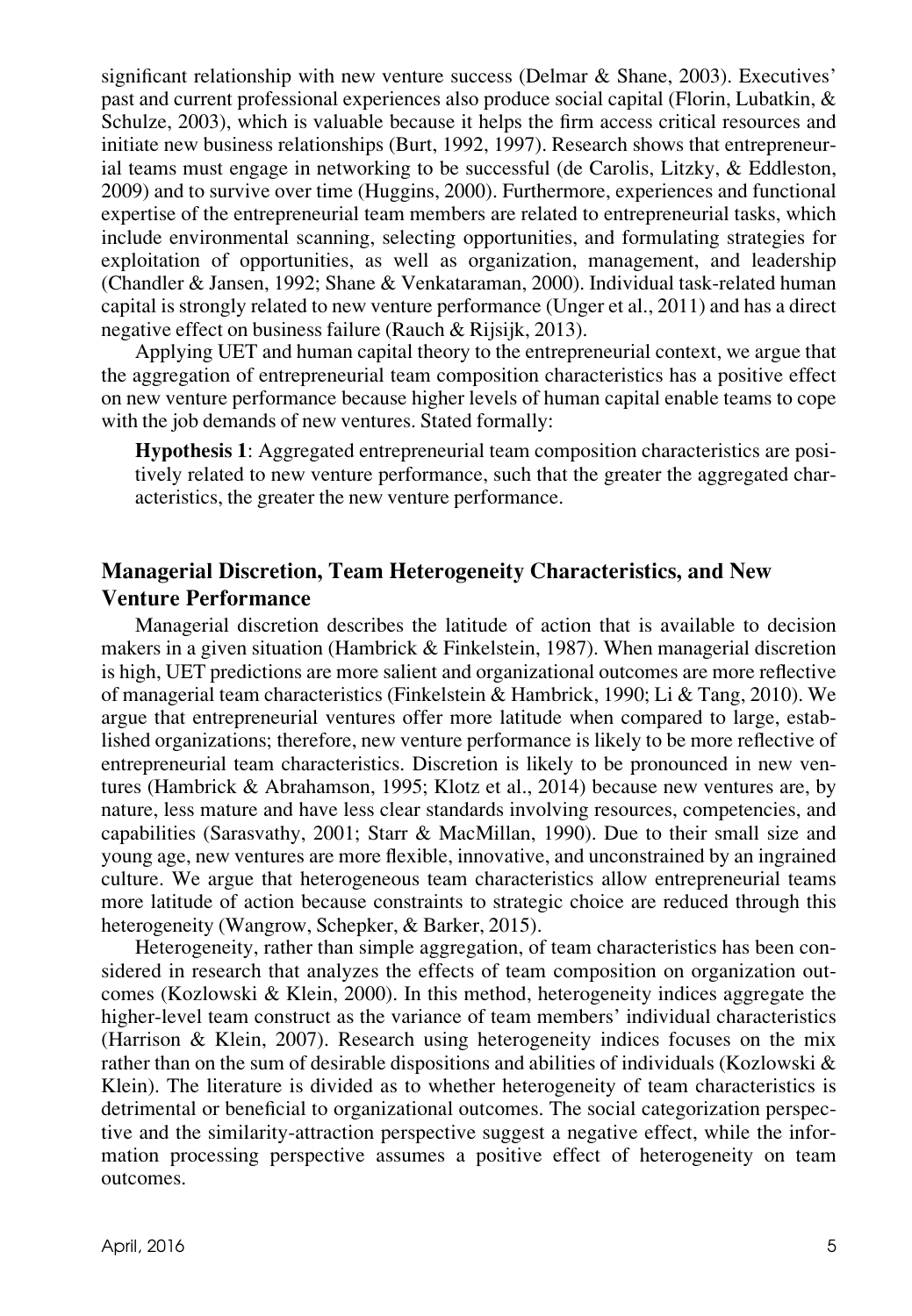significant relationship with new venture success (Delmar & Shane, 2003). Executives' past and current professional experiences also produce social capital (Florin, Lubatkin, & Schulze, 2003), which is valuable because it helps the firm access critical resources and initiate new business relationships (Burt, 1992, 1997). Research shows that entrepreneurial teams must engage in networking to be successful (de Carolis, Litzky, & Eddleston, 2009) and to survive over time (Huggins, 2000). Furthermore, experiences and functional expertise of the entrepreneurial team members are related to entrepreneurial tasks, which include environmental scanning, selecting opportunities, and formulating strategies for exploitation of opportunities, as well as organization, management, and leadership (Chandler & Jansen, 1992; Shane & Venkataraman, 2000). Individual task-related human capital is strongly related to new venture performance (Unger et al., 2011) and has a direct negative effect on business failure (Rauch & Rijsijk, 2013).

Applying UET and human capital theory to the entrepreneurial context, we argue that the aggregation of entrepreneurial team composition characteristics has a positive effect on new venture performance because higher levels of human capital enable teams to cope with the job demands of new ventures. Stated formally:

> **Hypothesis 1**: Aggregated entrepreneurial team composition characteristics are positively related to new venture performance, such that the greater the aggregated characteristics, the greater the new venture performance.

## Managerial Discretion, Team Heterogeneity Characteristics, and New Venture Performance

Managerial discretion describes the latitude of action that is available to decision makers in a given situation (Hambrick & Finkelstein, 1987). When managerial discretion is high, UET predictions are more salient and organizational outcomes are more reflective of managerial team characteristics (Finkelstein & Hambrick, 1990; Li & Tang, 2010). We argue that entrepreneurial ventures offer more latitude when compared to large, established organizations; therefore, new venture performance is likely to be more reflective of entrepreneurial team characteristics. Discretion is likely to be pronounced in new ventures (Hambrick & Abrahamson, 1995; Klotz et al., 2014) because new ventures are, by nature, less mature and have less clear standards involving resources, competencies, and capabilities (Sarasvathy, 2001; Starr & MacMillan, 1990). Due to their small size and young age, new ventures are more flexible, innovative, and unconstrained by an ingrained culture. We argue that heterogeneous team characteristics allow entrepreneurial teams more latitude of action because constraints to strategic choice are reduced through this heterogeneity (Wangrow, Schepker, & Barker, 2015).

Heterogeneity, rather than simple aggregation, of team characteristics has been considered in research that analyzes the effects of team composition on organization outcomes (Kozlowski & Klein, 2000). In this method, heterogeneity indices aggregate the higher-level team construct as the variance of team members' individual characteristics (Harrison & Klein, 2007). Research using heterogeneity indices focuses on the mix rather than on the sum of desirable dispositions and abilities of individuals (Kozlowski & Klein). The literature is divided as to whether heterogeneity of team characteristics is detrimental or beneficial to organizational outcomes. The social categorization perspective and the similarity-attraction perspective suggest a negative effect, while the information processing perspective assumes a positive effect of heterogeneity on team outcomes.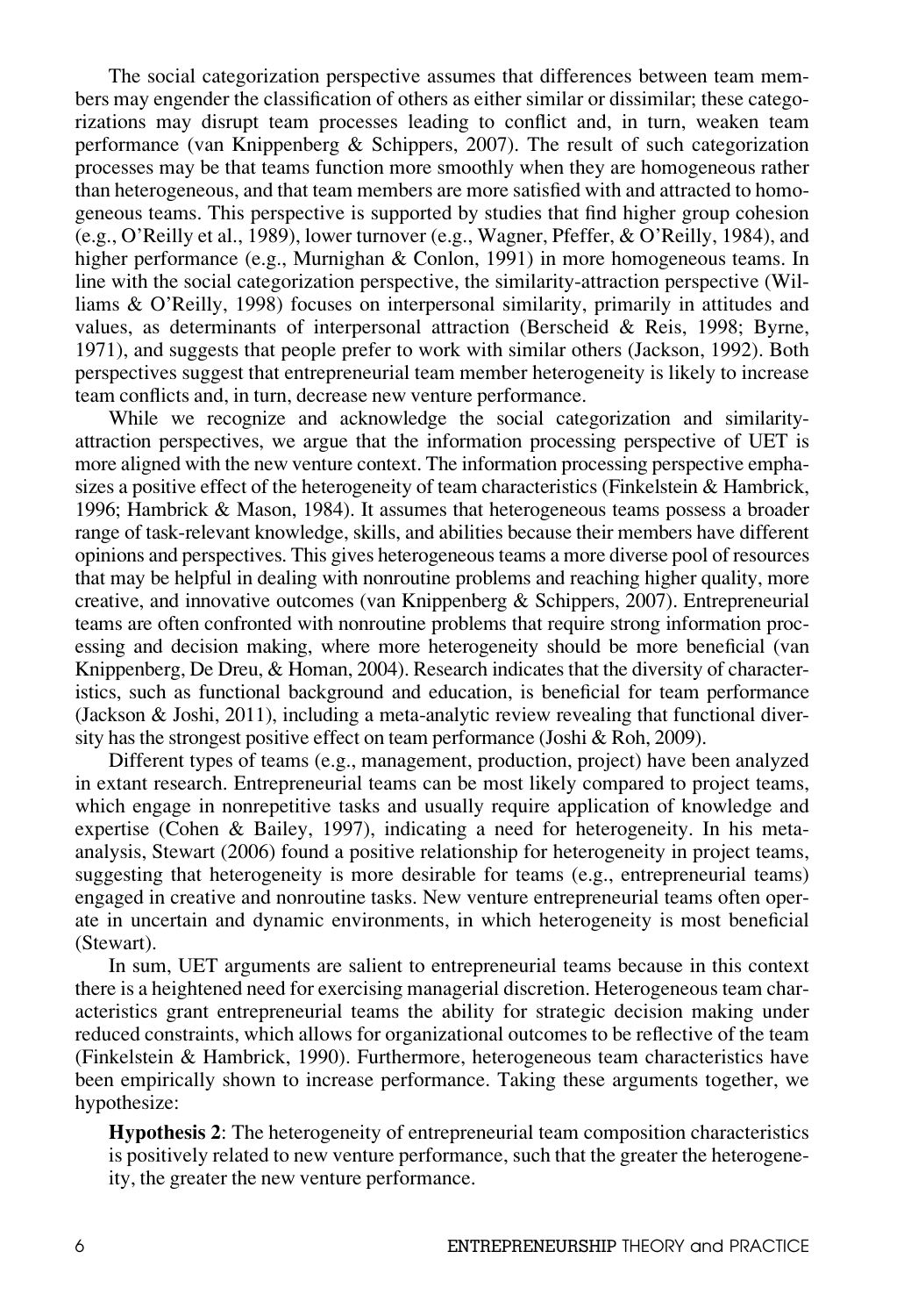The social categorization perspective assumes that differences between team members may engender the classification of others as either similar or dissimilar; these categorizations may disrupt team processes leading to conflict and, in turn, weaken team performance (van Knippenberg & Schippers, 2007). The result of such categorization processes may be that teams function more smoothly when they are homogeneous rather than heterogeneous, and that team members are more satisfied with and attracted to homogeneous teams. This perspective is supported by studies that find higher group cohesion (e.g., O'Reilly et al., 1989), lower turnover (e.g., Wagner, Pfeffer, & O'Reilly, 1984), and higher performance (e.g., Murnighan & Conlon, 1991) in more homogeneous teams. In line with the social categorization perspective, the similarity-attraction perspective (Williams & O'Reilly, 1998) focuses on interpersonal similarity, primarily in attitudes and values, as determinants of interpersonal attraction (Berscheid & Reis, 1998; Byrne, 1971), and suggests that people prefer to work with similar others (Jackson, 1992). Both perspectives suggest that entrepreneurial team member heterogeneity is likely to increase team conflicts and, in turn, decrease new venture performance.

While we recognize and acknowledge the social categorization and similarity-attraction perspectives, we argue that the information processing perspective of UET is more aligned with the new venture context. The information processing perspective emphasizes a positive effect of the heterogeneity of team characteristics (Finkelstein & Hambrick, 1996; Hambrick & Mason, 1984). It assumes that heterogeneous teams possess a broader range of task-relevant knowledge, skills, and abilities because their members have different opinions and perspectives. This gives heterogeneous teams a more diverse pool of resources that may be helpful in dealing with nonroutine problems and reaching higher quality, more creative, and innovative outcomes (van Knippenberg & Schippers, 2007). Entrepreneurial teams are often confronted with nonroutine problems that require strong information processing and decision making, where more heterogeneity should be more beneficial (van Knippenberg, De Dreu, & Homan, 2004). Research indicates that the diversity of characteristics, such as functional background and education, is beneficial for team performance (Jackson & Joshi, 2011), including a meta-analytic review revealing that functional diversity has the strongest positive effect on team performance (Joshi & Roh, 2009).

Different types of teams (e.g., management, production, project) have been analyzed in extant research. Entrepreneurial teams can be most likely compared to project teams, which engage in nonrepetitive tasks and usually require application of knowledge and expertise (Cohen & Bailey, 1997), indicating a need for heterogeneity. In his meta-analysis, Stewart (2006) found a positive relationship for heterogeneity in project teams, suggesting that heterogeneity is more desirable for teams (e.g., entrepreneurial teams) engaged in creative and nonroutine tasks. New venture entrepreneurial teams often operate in uncertain and dynamic environments, in which heterogeneity is most beneficial (Stewart).

In sum, UET arguments are salient to entrepreneurial teams because in this context there is a heightened need for exercising managerial discretion. Heterogeneous team characteristics grant entrepreneurial teams the ability for strategic decision making under reduced constraints, which allows for organizational outcomes to be reflective of the team (Finkelstein & Hambrick, 1990). Furthermore, heterogeneous team characteristics have been empirically shown to increase performance. Taking these arguments together, we hypothesize:

**Hypothesis 2**: The heterogeneity of entrepreneurial team composition characteristics is positively related to new venture performance, such that the greater the heterogeneity, the greater the new venture performance.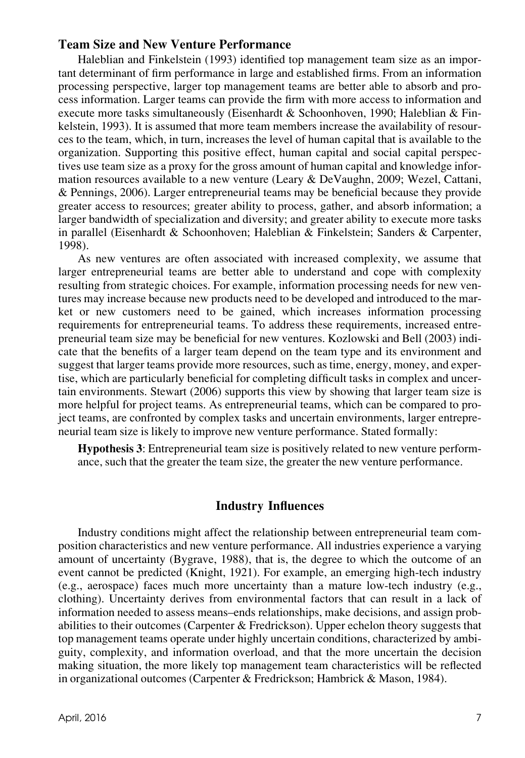### Team Size and New Venture Performance

Haleblian and Finkelstein (1993) identified top management team size as an important determinant of firm performance in large and established firms. From an information processing perspective, larger top management teams are better able to absorb and process information. Larger teams can provide the firm with more access to information and execute more tasks simultaneously (Eisenhardt & Schoonhoven, 1990; Haleblian & Finkelstein, 1993). It is assumed that more team members increase the availability of resources to the team, which, in turn, increases the level of human capital that is available to the organization. Supporting this positive effect, human capital and social capital perspectives use team size as a proxy for the gross amount of human capital and knowledge information resources available to a new venture (Leary & DeVaughn, 2009; Wezel, Cattani, & Pennings, 2006). Larger entrepreneurial teams may be beneficial because they provide greater access to resources; greater ability to process, gather, and absorb information; a larger bandwidth of specialization and diversity; and greater ability to execute more tasks in parallel (Eisenhardt & Schoonhoven; Haleblian & Finkelstein; Sanders & Carpenter, 1998).

As new ventures are often associated with increased complexity, we assume that larger entrepreneurial teams are better able to understand and cope with complexity resulting from strategic choices. For example, information processing needs for new ventures may increase because new products need to be developed and introduced to the market or new customers need to be gained, which increases information processing requirements for entrepreneurial teams. To address these requirements, increased entrepreneurial team size may be beneficial for new ventures. Kozlowski and Bell (2003) indicate that the benefits of a larger team depend on the team type and its environment and suggest that larger teams provide more resources, such as time, energy, money, and expertise, which are particularly beneficial for completing difficult tasks in complex and uncertain environments. Stewart (2006) supports this view by showing that larger team size is more helpful for project teams. As entrepreneurial teams, which can be compared to project teams, are confronted by complex tasks and uncertain environments, larger entrepreneurial team size is likely to improve new venture performance. Stated formally:

**Hypothesis 3**: Entrepreneurial team size is positively related to new venture performance, such that the greater the team size, the greater the new venture performance.

## Industry Influences

Industry conditions might affect the relationship between entrepreneurial team composition characteristics and new venture performance. All industries experience a varying amount of uncertainty (Bygrave, 1988), that is, the degree to which the outcome of an event cannot be predicted (Knight, 1921). For example, an emerging high-tech industry (e.g., aerospace) faces much more uncertainty than a mature low-tech industry (e.g., clothing). Uncertainty derives from environmental factors that can result in a lack of information needed to assess means–ends relationships, make decisions, and assign probabilities to their outcomes (Carpenter & Fredrickson). Upper echelon theory suggests that top management teams operate under highly uncertain conditions, characterized by ambiguity, complexity, and information overload, and that the more uncertain the decision making situation, the more likely top management team characteristics will be reflected in organizational outcomes (Carpenter & Fredrickson; Hambrick & Mason, 1984).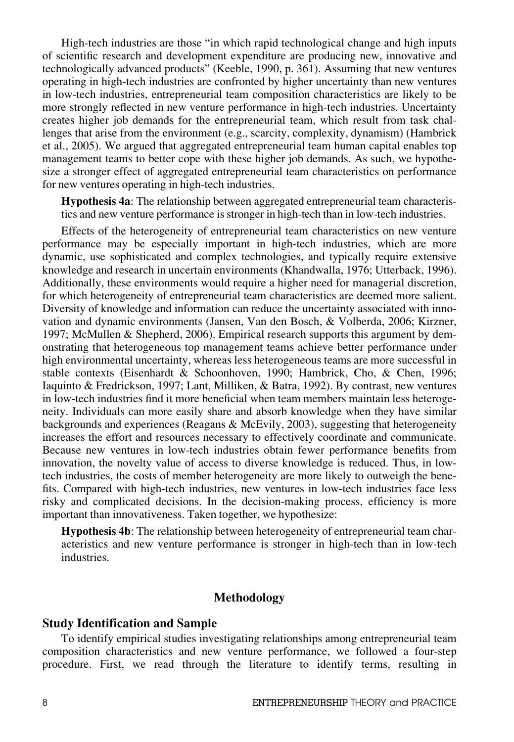High-tech industries are those "in which rapid technological change and high inputs of scientific research and development expenditure are producing new, innovative and technologically advanced products" (Keeble, 1990, p. 361). Assuming that new ventures operating in high-tech industries are confronted by higher uncertainty than new ventures in low-tech industries, entrepreneurial team composition characteristics are likely to be more strongly reflected in new venture performance in high-tech industries. Uncertainty creates higher job demands for the entrepreneurial team, which result from task challenges that arise from the environment (e.g., scarcity, complexity, dynamism) (Hambrick et al., 2005). We argued that aggregated entrepreneurial team human capital enables top management teams to better cope with these higher job demands. As such, we hypothesize a stronger effect of aggregated entrepreneurial team characteristics on performance for new ventures operating in high-tech industries.

**Hypothesis 4a**: The relationship between aggregated entrepreneurial team characteristics and new venture performance is stronger in high-tech than in low-tech industries.

Effects of the heterogeneity of entrepreneurial team characteristics on new venture performance may be especially important in high-tech industries, which are more dynamic, use sophisticated and complex technologies, and typically require extensive knowledge and research in uncertain environments (Khandwalla, 1976; Utterback, 1996). Additionally, these environments would require a higher need for managerial discretion, for which heterogeneity of entrepreneurial team characteristics are deemed more salient. Diversity of knowledge and information can reduce the uncertainty associated with innovation and dynamic environments (Jansen, Van den Bosch, & Volberda, 2006; Kirzner, 1997; McMullen & Shepherd, 2006). Empirical research supports this argument by demonstrating that heterogeneous top management teams achieve better performance under high environmental uncertainty, whereas less heterogeneous teams are more successful in stable contexts (Eisenhardt & Schoonhoven, 1990; Hambrick, Cho, & Chen, 1996; Iaquinto & Fredrickson, 1997; Lant, Milliken, & Batra, 1992). By contrast, new ventures in low-tech industries find it more beneficial when team members maintain less heterogeneity. Individuals can more easily share and absorb knowledge when they have similar backgrounds and experiences (Reagans & McEvily, 2003), suggesting that heterogeneity increases the effort and resources necessary to effectively coordinate and communicate. Because new ventures in low-tech industries obtain fewer performance benefits from innovation, the novelty value of access to diverse knowledge is reduced. Thus, in low-tech industries, the costs of member heterogeneity are more likely to outweigh the benefits. Compared with high-tech industries, new ventures in low-tech industries face less risky and complicated decisions. In the decision-making process, efficiency is more important than innovativeness. Taken together, we hypothesize:

**Hypothesis 4b**: The relationship between heterogeneity of entrepreneurial team characteristics and new venture performance is stronger in high-tech than in low-tech industries.

## Methodology

### Study Identification and Sample

To identify empirical studies investigating relationships among entrepreneurial team composition characteristics and new venture performance, we followed a four-step procedure. First, we read through the literature to identify terms, resulting in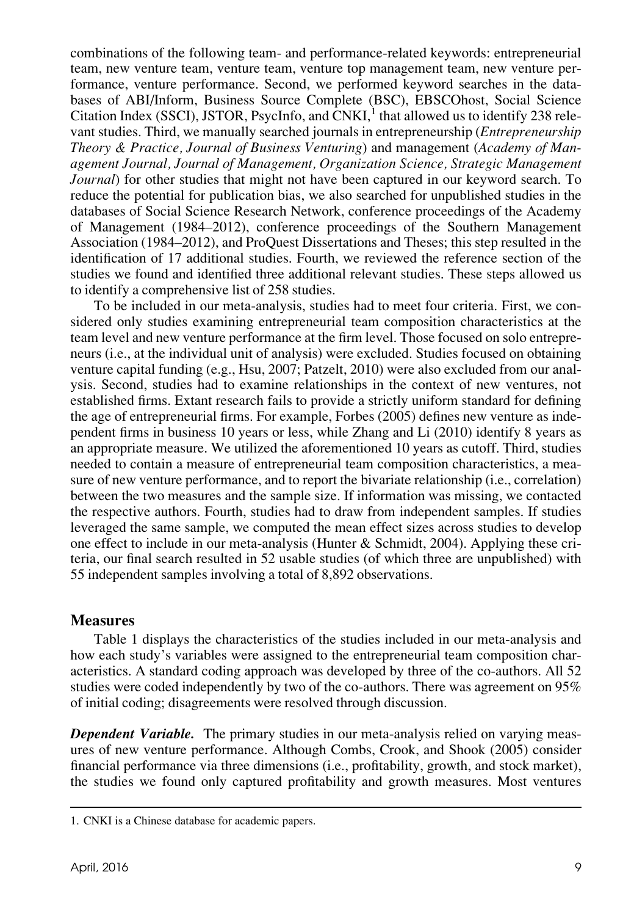combinations of the following team- and performance-related keywords: entrepreneurial team, new venture team, venture team, venture top management team, new venture performance, venture performance. Second, we performed keyword searches in the databases of ABI/Inform, Business Source Complete (BSC), EBSCOhost, Social Science Citation Index (SSCI), JSTOR, PsycInfo, and CNKI,[1] that allowed us to identify 238 relevant studies. Third, we manually searched journals in entrepreneurship (*Entrepreneurship Theory & Practice, Journal of Business Venturing*) and management (*Academy of Management Journal, Journal of Management, Organization Science, Strategic Management Journal*) for other studies that might not have been captured in our keyword search. To reduce the potential for publication bias, we also searched for unpublished studies in the databases of Social Science Research Network, conference proceedings of the Academy of Management (1984–2012), conference proceedings of the Southern Management Association (1984–2012), and ProQuest Dissertations and Theses; this step resulted in the identification of 17 additional studies. Fourth, we reviewed the reference section of the studies we found and identified three additional relevant studies. These steps allowed us to identify a comprehensive list of 258 studies.

To be included in our meta-analysis, studies had to meet four criteria. First, we considered only studies examining entrepreneurial team composition characteristics at the team level and new venture performance at the firm level. Those focused on solo entrepreneurs (i.e., at the individual unit of analysis) were excluded. Studies focused on obtaining venture capital funding (e.g., Hsu, 2007; Patzelt, 2010) were also excluded from our analysis. Second, studies had to examine relationships in the context of new ventures, not established firms. Extant research fails to provide a strictly uniform standard for defining the age of entrepreneurial firms. For example, Forbes (2005) defines new venture as independent firms in business 10 years or less, while Zhang and Li (2010) identify 8 years as an appropriate measure. We utilized the aforementioned 10 years as cutoff. Third, studies needed to contain a measure of entrepreneurial team composition characteristics, a measure of new venture performance, and to report the bivariate relationship (i.e., correlation) between the two measures and the sample size. If information was missing, we contacted the respective authors. Fourth, studies had to draw from independent samples. If studies leveraged the same sample, we computed the mean effect sizes across studies to develop one effect to include in our meta-analysis (Hunter & Schmidt, 2004). Applying these criteria, our final search resulted in 52 usable studies (of which three are unpublished) with 55 independent samples involving a total of 8,892 observations.

## Measures

Table 1 displays the characteristics of the studies included in our meta-analysis and how each study's variables were assigned to the entrepreneurial team composition characteristics. A standard coding approach was developed by three of the co-authors. All 52 studies were coded independently by two of the co-authors. There was agreement on 95% of initial coding; disagreements were resolved through discussion.

***Dependent Variable.*** The primary studies in our meta-analysis relied on varying measures of new venture performance. Although Combs, Crook, and Shook (2005) consider financial performance via three dimensions (i.e., profitability, growth, and stock market), the studies we found only captured profitability and growth measures. Most ventures

---

1. CNKI is a Chinese database for academic papers.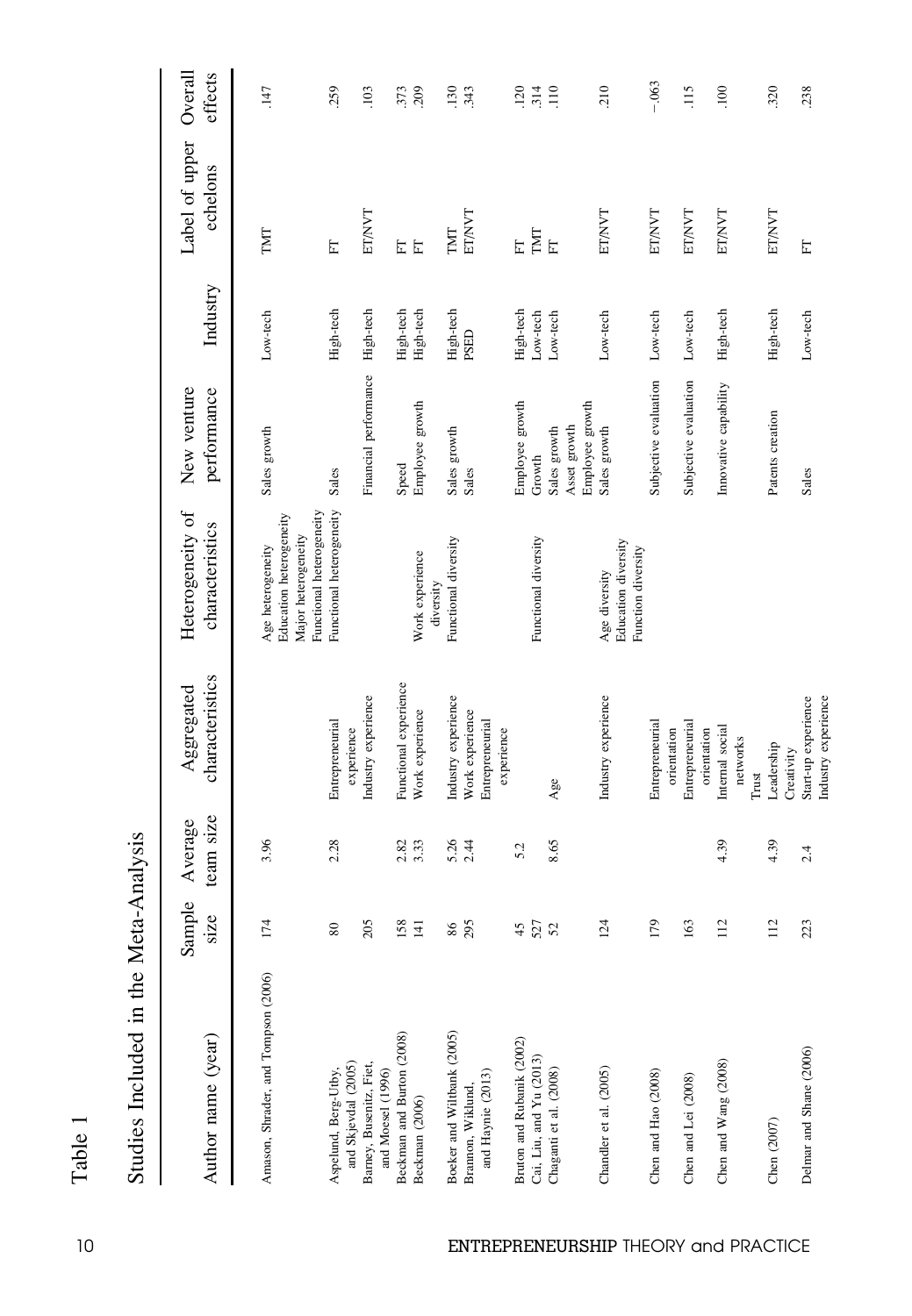Table 1

Studies Included in the Meta-Analysis

| Author name (year) | Sample size | Average team size | Aggregated characteristics | Heterogeneity of characteristics | New venture performance | Industry | Label of upper echelons | Overall effects |
|---|---|---|---|---|---|---|---|---|
| Amason, Shrader, and Tompson (2006) | 174 | 3.96 | | Age heterogeneity<br>Education heterogeneity<br>Major heterogeneity<br>Functional heterogeneity | Sales growth | Low-tech | TMT | .147 |
| Aspelund, Berg-Utby, and Skjevdal (2005) | 80 | 2.28 | Entrepreneurial experience | Functional heterogeneity | Sales | High-tech | FT | .259 |
| Barney, Busenitz, Fiet, and Moesel (1996) | 205 | | Industry experience | | Financial performance | High-tech | ET/NVT | .103 |
| Beckman and Burton (2008) | 158 | 2.82 | Functional experience | | Speed | High-tech | FT | .373 |
| Beckman (2006) | 141 | 3.33 | Work experience | Work experience diversity | Employee growth | High-tech | FT | .209 |
| Boeker and Wiltbank (2005) | 86 | 5.26 | Industry experience | Functional diversity | Sales growth | High-tech | TMT | .130 |
| Brannon, Wiklund, and Haynie (2013) | 295 | 2.44 | Work experience<br>Entrepreneurial experience | | Sales | PSED | ET/NVT | .343 |
| Bruton and Rubanik (2002) | 45 | 5.2 | | | Employee growth | High-tech | FT | .120 |
| Cai, Liu, and Yu (2013) | 527 | | | Functional diversity | Growth | Low-tech | TMT | .314 |
| Chaganti et al. (2008) | 52 | 8.65 | Age | | Sales growth<br>Asset growth<br>Employee growth | Low-tech | FT | .110 |
| Chandler et al. (2005) | 124 | | Industry experience | Age diversity<br>Education diversity<br>Function diversity | Sales growth | Low-tech | ET/NVT | .210 |
| Chen and Hao (2008) | 179 | | Entrepreneurial orientation | | Subjective evaluation | Low-tech | ET/NVT | −.063 |
| Chen and Lei (2008) | 163 | | Entrepreneurial orientation | | Subjective evaluation | Low-tech | ET/NVT | .115 |
| Chen and Wang (2008) | 112 | 4.39 | Internal social networks<br>Trust | | Innovative capability | High-tech | ET/NVT | .100 |
| Chen (2007) | 112 | 4.39 | Leadership<br>Creativity | | Patents creation | High-tech | ET/NVT | .320 |
| Delmar and Shane (2006) | 223 | 2.4 | Start-up experience<br>Industry experience | | Sales | Low-tech | FT | .238 |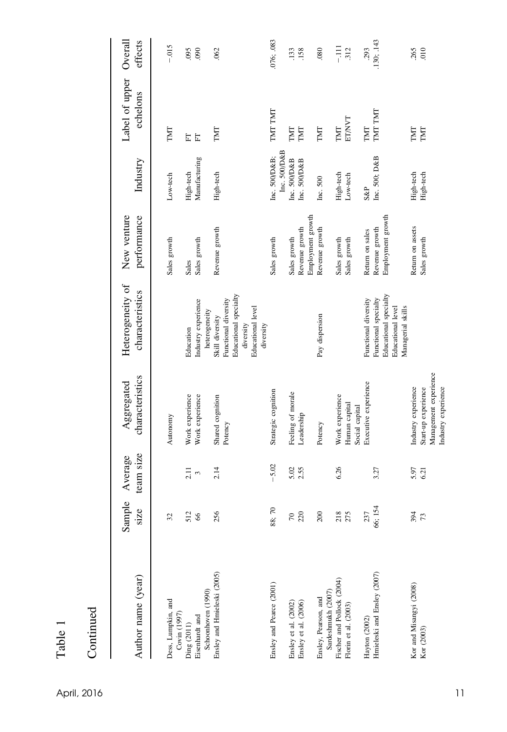Table 1

Continued

| Author name (year) | Sample size | Average team size | Aggregated characteristics | Heterogeneity of characteristics | New venture performance | Industry | Label of upper echelons | Overall effects |
|---|---|---|---|---|---|---|---|---|
| Dess, Lumpkin, and Covin (1997) | 32 | | Autonomy | | Sales growth | Low-tech | TMT | −.015 |
| Ding (2011) | 512 | 2.11 | Work experience | Education | Sales | High-tech | FT | .095 |
| Eisenhardt and Schoonhoven (1990) | 66 | 3 | Work experience | Industry experience heterogeneity | Sales growth | Manufacturing | FT | .090 |
| Ensley and Hmieleski (2005) | 256 | 2.14 | Shared cognition<br>Potency | Skill diversity<br>Functional diversity<br>Educational specialty diversity<br>Educational level diversity | Revenue growth | High-tech | TMT | .062 |
| Ensley and Pearce (2001) | 88; 70 | −5.02 | Strategic cognition | | Sales growth | Inc. 500/D&B; Inc. 500/D&B | TMT TMT | .076; .083 |
| Ensley et al. (2002) | 70 | 5.02 | Feeling of morale | | Sales growth | Inc. 500/D&B | TMT | .133 |
| Ensley et al. (2006) | 220 | 2.55 | Leadership | | Revenue growth<br>Employment growth | Inc. 500/D&B | TMT | .158 |
| Ensley, Pearson, and Sardeshmukh (2007) | 200 | | Potency | Pay dispersion | Revenue growth | Inc. 500 | TMT | .080 |
| Fischer and Pollock (2004) | 218 | 6.26 | Work experience | | Sales growth | High-tech | TMT | −.111 |
| Florin et al. (2003) | 275 | | Human capital<br>Social capital | | Sales growth | Low-tech | ET/NVT | .312 |
| Hayton (2002) | 237 | | Executive experience | Functional diversity | Return on sales | S&P | TMT | .293 |
| Hmieleski and Ensley (2007) | 66; 154 | 3.27 | | Functional specialty<br>Educational specialty<br>Educational level<br>Managerial skills | Revenue growth<br>Employment growth | Inc. 500; D&B | TMT TMT | .130; .143 |
| Kor and Misangyi (2008) | 394 | 5.97 | Industry experience | | Return on assets | High-tech | TMT | .265 |
| Kor (2003) | 73 | 6.21 | Start-up experience<br>Management experience<br>Industry experience | | Sales growth | High-tech | TMT | .010 |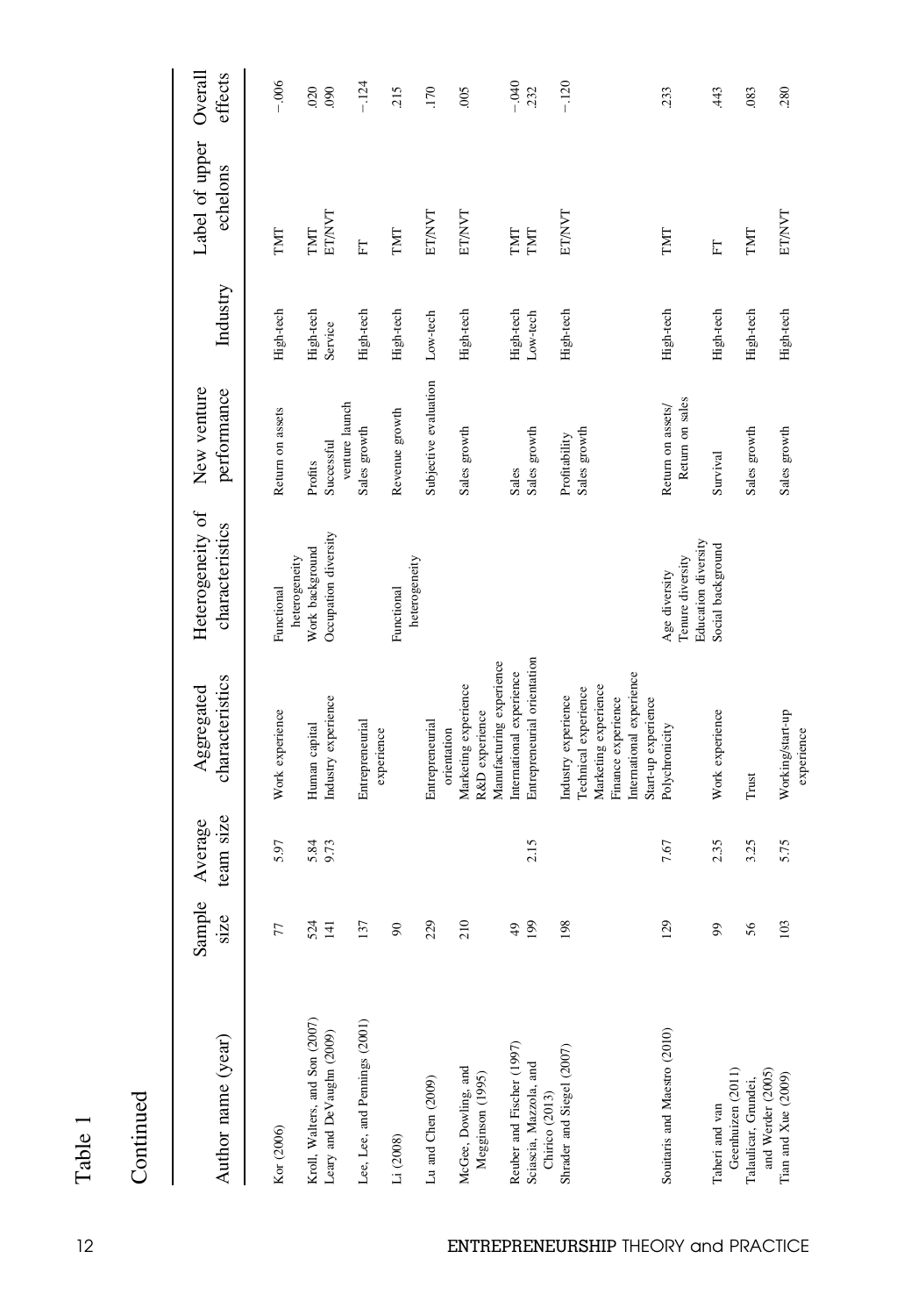Table 1

Continued

| Author name (year) | Sample size | Average team size | Aggregated characteristics | Heterogeneity of characteristics | New venture performance | Industry | Label of upper echelons | Overall effects |
|---|---|---|---|---|---|---|---|---|
| Kor (2006) | 77 | 5.97 | Work experience | Functional heterogeneity | Return on assets | High-tech | TMT | −.006 |
| Kroll, Walters, and Son (2007) | 524 | 5.84 | Human capital | Work background | Profits | High-tech | TMT | .020 |
| Leary and DeVaughn (2009) | 141 | 9.73 | Industry experience | Occupation diversity | Successful venture launch | Service | ET/NVT | .090 |
| Lee, Lee, and Pennings (2001) | 137 | | Entrepreneurial experience | | Sales growth | High-tech | FT | −.124 |
| Li (2008) | 90 | | | Functional heterogeneity | Revenue growth | High-tech | TMT | .215 |
| Lu and Chen (2009) | 229 | | Entrepreneurial orientation | | Subjective evaluation | Low-tech | ET/NVT | .170 |
| McGee, Dowling, and Megginson (1995) | 210 | | Marketing experience<br>R&D experience<br>Manufacturing experience | | Sales growth | High-tech | ET/NVT | .005 |
| Reuber and Fischer (1997) | 49 | | International experience | | Sales | High-tech | TMT | −.040 |
| Sciascia, Mazzola, and Chirico (2013) | 199 | 2.15 | Entrepreneurial orientation | | Sales growth | Low-tech | TMT | .232 |
| Shrader and Siegel (2007) | 198 | | Industry experience<br>Technical experience<br>Marketing experience<br>Finance experience<br>International experience<br>Start-up experience | | Profitability<br>Sales growth | High-tech | ET/NVT | −.120 |
| Souitaris and Maestro (2010) | 129 | 7.67 | Polychronicity | Age diversity<br>Tenure diversity<br>Education diversity | Return on assets/ Return on sales | High-tech | TMT | .233 |
| Taheri and van Geenhuizen (2011) | 99 | 2.35 | Work experience | Social background | Survival | High-tech | FT | .443 |
| Talaulicar, Grundei, and Werder (2005) | 56 | 3.25 | Trust | | Sales growth | High-tech | TMT | .083 |
| Tian and Xue (2009) | 103 | 5.75 | Working/start-up experience | | Sales growth | High-tech | ET/NVT | .280 |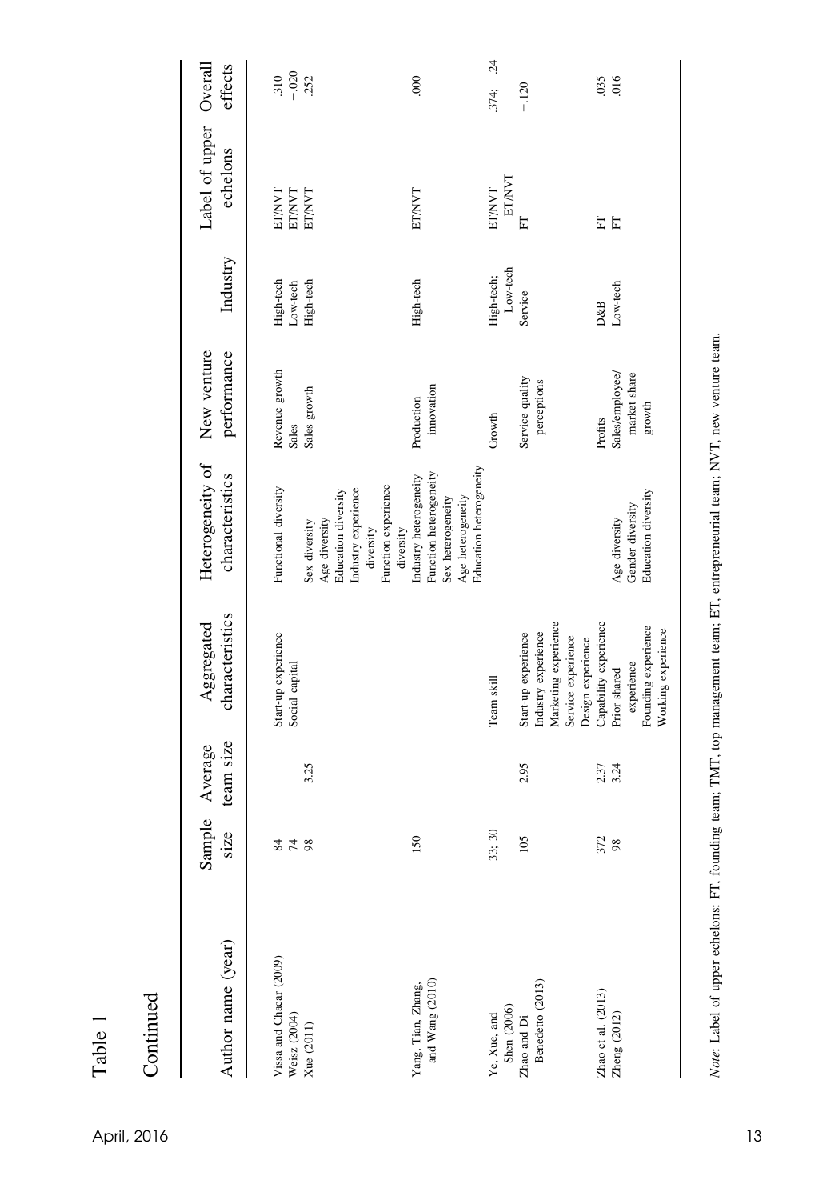Table 1

Continued

| Author name (year) | Sample size | Average team size | Aggregated characteristics | Heterogeneity of characteristics | New venture performance | Industry | Label of upper echelons | Overall effects |
|---|---|---|---|---|---|---|---|---|
| Vissa and Chacar (2009) | 84 | | Start-up experience | Functional diversity | Revenue growth | High-tech | ET/NVT | .310 |
| Weisz (2004) | 74 | | Social capital | | Sales | Low-tech | ET/NVT | −.020 |
| Xue (2011) | 98 | 3.25 | | Sex diversity<br>Age diversity<br>Education diversity<br>Industry experience diversity<br>Function experience diversity | Sales growth | High-tech | ET/NVT | .252 |
| Yang, Tian, Zhang, and Wang (2010) | 150 | | | Industry heterogeneity<br>Function heterogeneity<br>Sex heterogeneity<br>Age heterogeneity<br>Education heterogeneity | Production innovation | High-tech | ET/NVT | .000 |
| Ye, Xue, and Shen (2006) | 33; 30 | | Team skill | | Growth | High-tech; Low-tech | ET/NVT<br>ET/NVT | .374; −.24 |
| Zhao and Di Benedetto (2013) | 105 | 2.95 | Start-up experience<br>Industry experience<br>Marketing experience<br>Service experience<br>Design experience | | Service quality perceptions | Service | FT | −.120 |
| Zhao et al. (2013) | 372 | 2.37 | Capability experience | | Profits | D&B | FT | .035 |
| Zheng (2012) | 98 | 3.24 | Prior shared experience<br>Founding experience<br>Working experience | Age diversity<br>Gender diversity<br>Education diversity | Sales/employee/ market share growth | Low-tech | FT | .016 |

*Note*: Label of upper echelons: FT, founding team; TMT, top management team; ET, entrepreneurial team; NVT, new venture team.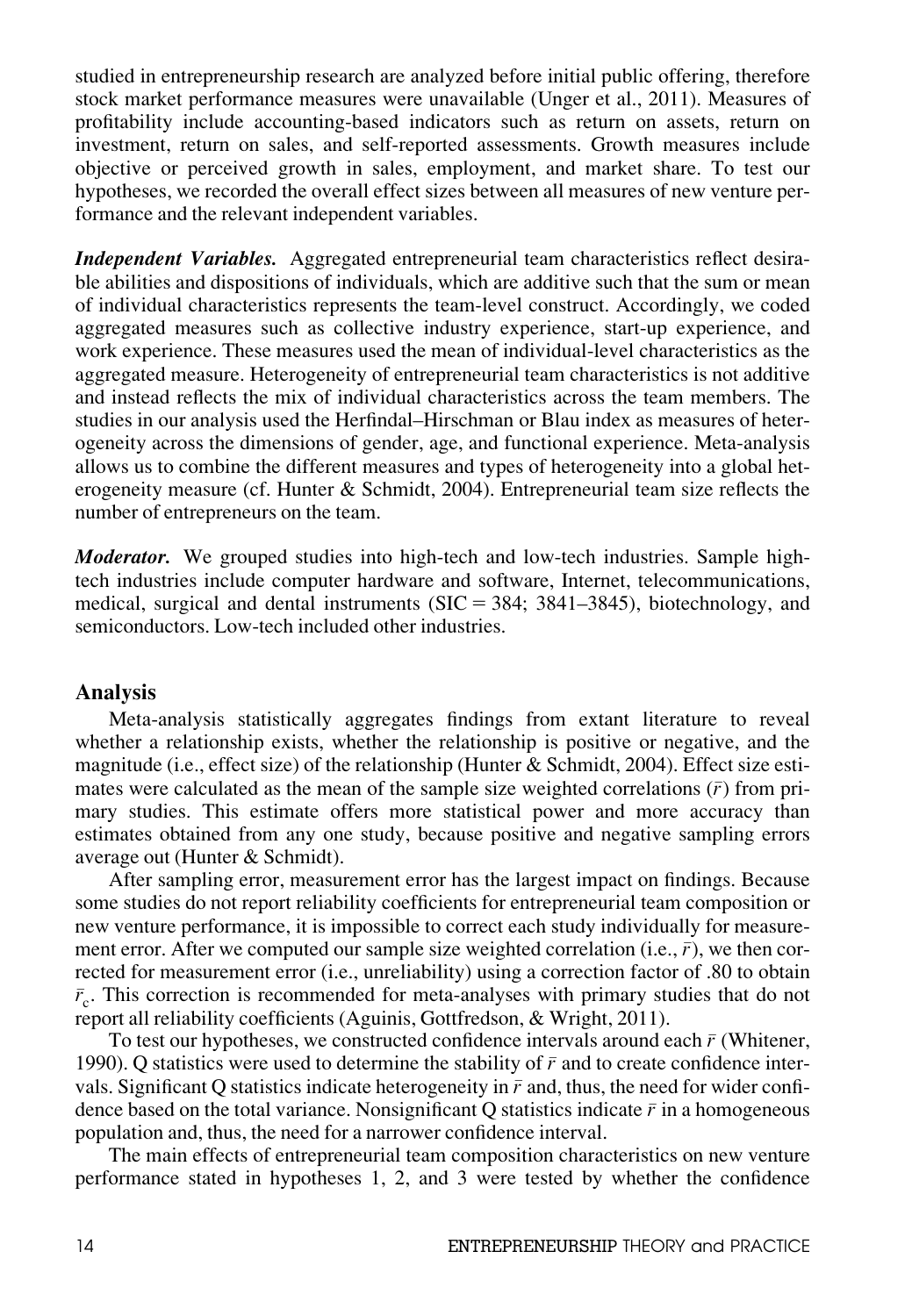studied in entrepreneurship research are analyzed before initial public offering, therefore stock market performance measures were unavailable (Unger et al., 2011). Measures of profitability include accounting-based indicators such as return on assets, return on investment, return on sales, and self-reported assessments. Growth measures include objective or perceived growth in sales, employment, and market share. To test our hypotheses, we recorded the overall effect sizes between all measures of new venture performance and the relevant independent variables.

***Independent Variables.*** Aggregated entrepreneurial team characteristics reflect desirable abilities and dispositions of individuals, which are additive such that the sum or mean of individual characteristics represents the team-level construct. Accordingly, we coded aggregated measures such as collective industry experience, start-up experience, and work experience. These measures used the mean of individual-level characteristics as the aggregated measure. Heterogeneity of entrepreneurial team characteristics is not additive and instead reflects the mix of individual characteristics across the team members. The studies in our analysis used the Herfindal–Hirschman or Blau index as measures of heterogeneity across the dimensions of gender, age, and functional experience. Meta-analysis allows us to combine the different measures and types of heterogeneity into a global heterogeneity measure (cf. Hunter & Schmidt, 2004). Entrepreneurial team size reflects the number of entrepreneurs on the team.

***Moderator.*** We grouped studies into high-tech and low-tech industries. Sample high-tech industries include computer hardware and software, Internet, telecommunications, medical, surgical and dental instruments (SIC = 384; 3841–3845), biotechnology, and semiconductors. Low-tech included other industries.

## Analysis

Meta-analysis statistically aggregates findings from extant literature to reveal whether a relationship exists, whether the relationship is positive or negative, and the magnitude (i.e., effect size) of the relationship (Hunter & Schmidt, 2004). Effect size estimates were calculated as the mean of the sample size weighted correlations ($\bar{r}$) from primary studies. This estimate offers more statistical power and more accuracy than estimates obtained from any one study, because positive and negative sampling errors average out (Hunter & Schmidt).

After sampling error, measurement error has the largest impact on findings. Because some studies do not report reliability coefficients for entrepreneurial team composition or new venture performance, it is impossible to correct each study individually for measurement error. After we computed our sample size weighted correlation (i.e., $\bar{r}$), we then corrected for measurement error (i.e., unreliability) using a correction factor of .80 to obtain $\bar{r}_c$. This correction is recommended for meta-analyses with primary studies that do not report all reliability coefficients (Aguinis, Gottfredson, & Wright, 2011).

To test our hypotheses, we constructed confidence intervals around each $\bar{r}$ (Whitener, 1990). Q statistics were used to determine the stability of $\bar{r}$ and to create confidence intervals. Significant Q statistics indicate heterogeneity in $\bar{r}$ and, thus, the need for wider confidence based on the total variance. Nonsignificant Q statistics indicate $\bar{r}$ in a homogeneous population and, thus, the need for a narrower confidence interval.

The main effects of entrepreneurial team composition characteristics on new venture performance stated in hypotheses 1, 2, and 3 were tested by whether the confidence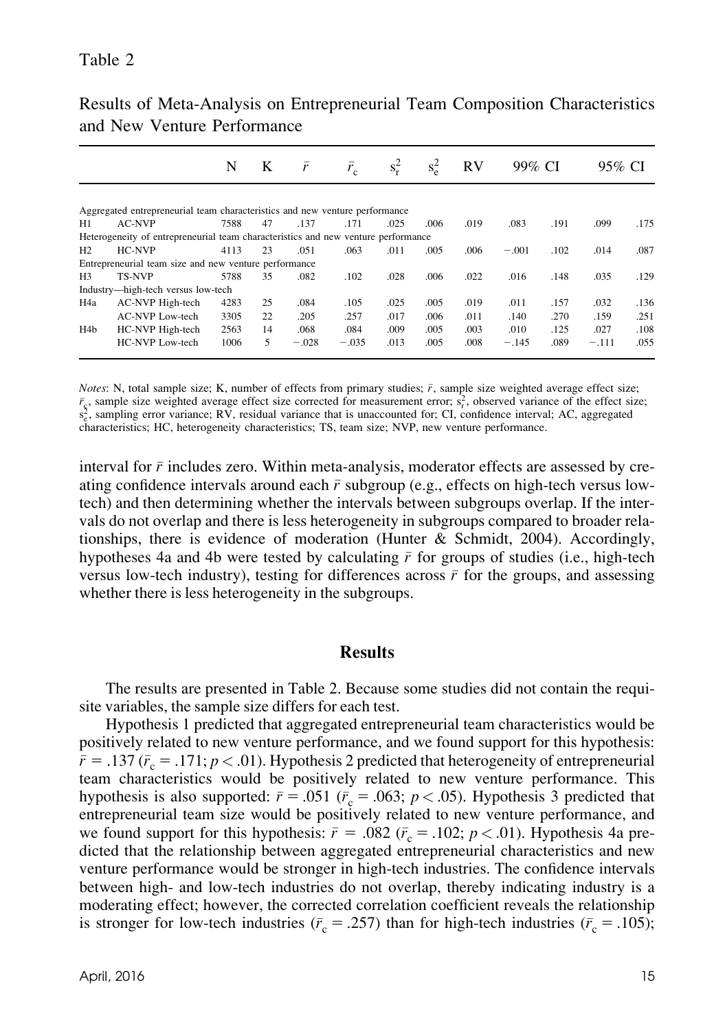Table 2

Results of Meta-Analysis on Entrepreneurial Team Composition Characteristics and New Venture Performance

| | | N | K | $\bar{r}$ | $\bar{r}_c$ | $s_r^2$ | $s_e^2$ | RV | 99% CI | | 95% CI | |
|---|---|---|---|---|---|---|---|---|---|---|---|---|
| Aggregated entrepreneurial team characteristics and new venture performance | | | | | | | | | | | | |
| H1 | AC-NVP | 7588 | 47 | .137 | .171 | .025 | .006 | .019 | .083 | .191 | .099 | .175 |
| Heterogeneity of entrepreneurial team characteristics and new venture performance | | | | | | | | | | | | |
| H2 | HC-NVP | 4113 | 23 | .051 | .063 | .011 | .005 | .006 | −.001 | .102 | .014 | .087 |
| Entrepreneurial team size and new venture performance | | | | | | | | | | | | |
| H3 | TS-NVP | 5788 | 35 | .082 | .102 | .028 | .006 | .022 | .016 | .148 | .035 | .129 |
| Industry—high-tech versus low-tech | | | | | | | | | | | | |
| H4a | AC-NVP High-tech | 4283 | 25 | .084 | .105 | .025 | .005 | .019 | .011 | .157 | .032 | .136 |
| | AC-NVP Low-tech | 3305 | 22 | .205 | .257 | .017 | .006 | .011 | .140 | .270 | .159 | .251 |
| H4b | HC-NVP High-tech | 2563 | 14 | .068 | .084 | .009 | .005 | .003 | .010 | .125 | .027 | .108 |
| | HC-NVP Low-tech | 1006 | 5 | −.028 | −.035 | .013 | .005 | .008 | −.145 | .089 | −.111 | .055 |

*Notes*: N, total sample size; K, number of effects from primary studies; $\bar{r}$, sample size weighted average effect size; $\bar{r}_c$, sample size weighted average effect size corrected for measurement error; $s_r^2$, observed variance of the effect size; $s_e^2$, sampling error variance; RV, residual variance that is unaccounted for; CI, confidence interval; AC, aggregated characteristics; HC, heterogeneity characteristics; TS, team size; NVP, new venture performance.

interval for $\bar{r}$ includes zero. Within meta-analysis, moderator effects are assessed by creating confidence intervals around each $\bar{r}$ subgroup (e.g., effects on high-tech versus low-tech) and then determining whether the intervals between subgroups overlap. If the intervals do not overlap and there is less heterogeneity in subgroups compared to broader relationships, there is evidence of moderation (Hunter & Schmidt, 2004). Accordingly, hypotheses 4a and 4b were tested by calculating $\bar{r}$ for groups of studies (i.e., high-tech versus low-tech industry), testing for differences across $\bar{r}$ for the groups, and assessing whether there is less heterogeneity in the subgroups.

## Results

The results are presented in Table 2. Because some studies did not contain the requisite variables, the sample size differs for each test.

Hypothesis 1 predicted that aggregated entrepreneurial team characteristics would be positively related to new venture performance, and we found support for this hypothesis: $\bar{r} = .137$ ($\bar{r}_c = .171$; $p < .01$). Hypothesis 2 predicted that heterogeneity of entrepreneurial team characteristics would be positively related to new venture performance. This hypothesis is also supported: $\bar{r} = .051$ ($\bar{r}_c = .063$; $p < .05$). Hypothesis 3 predicted that entrepreneurial team size would be positively related to new venture performance, and we found support for this hypothesis: $\bar{r} = .082$ ($\bar{r}_c = .102$; $p < .01$). Hypothesis 4a predicted that the relationship between aggregated entrepreneurial characteristics and new venture performance would be stronger in high-tech industries. The confidence intervals between high- and low-tech industries do not overlap, thereby indicating industry is a moderating effect; however, the corrected correlation coefficient reveals the relationship is stronger for low-tech industries ($\bar{r}_c = .257$) than for high-tech industries ($\bar{r}_c = .105$);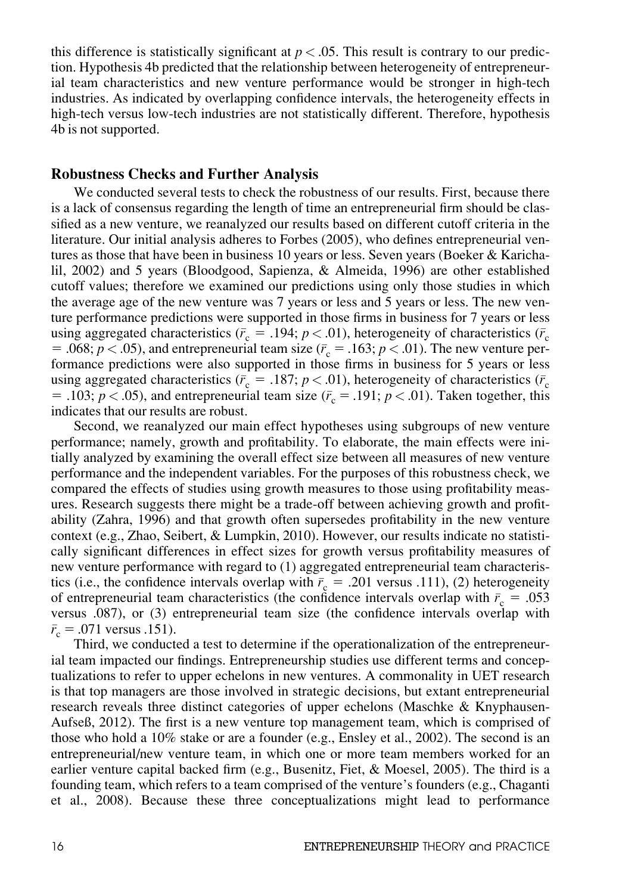this difference is statistically significant at $p < .05$. This result is contrary to our prediction. Hypothesis 4b predicted that the relationship between heterogeneity of entrepreneurial team characteristics and new venture performance would be stronger in high-tech industries. As indicated by overlapping confidence intervals, the heterogeneity effects in high-tech versus low-tech industries are not statistically different. Therefore, hypothesis 4b is not supported.

## Robustness Checks and Further Analysis

We conducted several tests to check the robustness of our results. First, because there is a lack of consensus regarding the length of time an entrepreneurial firm should be classified as a new venture, we reanalyzed our results based on different cutoff criteria in the literature. Our initial analysis adheres to Forbes (2005), who defines entrepreneurial ventures as those that have been in business 10 years or less. Seven years (Boeker & Karichalil, 2002) and 5 years (Bloodgood, Sapienza, & Almeida, 1996) are other established cutoff values; therefore we examined our predictions using only those studies in which the average age of the new venture was 7 years or less and 5 years or less. The new venture performance predictions were supported in those firms in business for 7 years or less using aggregated characteristics ($\bar{r}_c = .194$; $p < .01$), heterogeneity of characteristics ($\bar{r}_c = .068$; $p < .05$), and entrepreneurial team size ($\bar{r}_c = .163$; $p < .01$). The new venture performance predictions were also supported in those firms in business for 5 years or less using aggregated characteristics ($\bar{r}_c = .187$; $p < .01$), heterogeneity of characteristics ($\bar{r}_c = .103$; $p < .05$), and entrepreneurial team size ($\bar{r}_c = .191$; $p < .01$). Taken together, this indicates that our results are robust.

Second, we reanalyzed our main effect hypotheses using subgroups of new venture performance; namely, growth and profitability. To elaborate, the main effects were initially analyzed by examining the overall effect size between all measures of new venture performance and the independent variables. For the purposes of this robustness check, we compared the effects of studies using growth measures to those using profitability measures. Research suggests there might be a trade-off between achieving growth and profitability (Zahra, 1996) and that growth often supersedes profitability in the new venture context (e.g., Zhao, Seibert, & Lumpkin, 2010). However, our results indicate no statistically significant differences in effect sizes for growth versus profitability measures of new venture performance with regard to (1) aggregated entrepreneurial team characteristics (i.e., the confidence intervals overlap with $\bar{r}_c = .201$ versus .111), (2) heterogeneity of entrepreneurial team characteristics (the confidence intervals overlap with $\bar{r}_c = .053$ versus .087), or (3) entrepreneurial team size (the confidence intervals overlap with $\bar{r}_c = .071$ versus .151).

Third, we conducted a test to determine if the operationalization of the entrepreneurial team impacted our findings. Entrepreneurship studies use different terms and conceptualizations to refer to upper echelons in new ventures. A commonality in UET research is that top managers are those involved in strategic decisions, but extant entrepreneurial research reveals three distinct categories of upper echelons (Maschke & Knyphausen-Aufseß, 2012). The first is a new venture top management team, which is comprised of those who hold a 10% stake or are a founder (e.g., Ensley et al., 2002). The second is an entrepreneurial/new venture team, in which one or more team members worked for an earlier venture capital backed firm (e.g., Busenitz, Fiet, & Moesel, 2005). The third is a founding team, which refers to a team comprised of the venture's founders (e.g., Chaganti et al., 2008). Because these three conceptualizations might lead to performance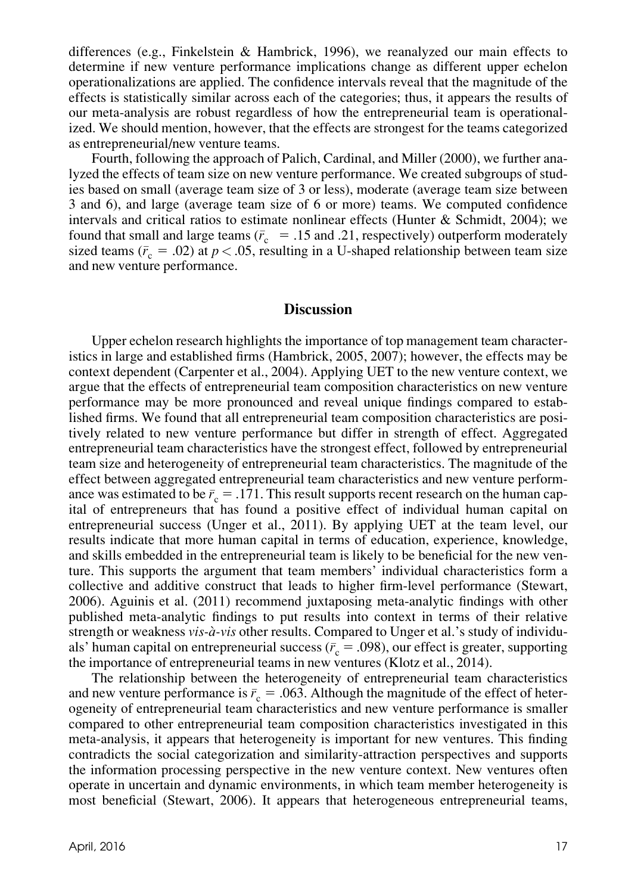differences (e.g., Finkelstein & Hambrick, 1996), we reanalyzed our main effects to determine if new venture performance implications change as different upper echelon operationalizations are applied. The confidence intervals reveal that the magnitude of the effects is statistically similar across each of the categories; thus, it appears the results of our meta-analysis are robust regardless of how the entrepreneurial team is operationalized. We should mention, however, that the effects are strongest for the teams categorized as entrepreneurial/new venture teams.

Fourth, following the approach of Palich, Cardinal, and Miller (2000), we further analyzed the effects of team size on new venture performance. We created subgroups of studies based on small (average team size of 3 or less), moderate (average team size between 3 and 6), and large (average team size of 6 or more) teams. We computed confidence intervals and critical ratios to estimate nonlinear effects (Hunter & Schmidt, 2004); we found that small and large teams ($\bar{r}_c$ = .15 and .21, respectively) outperform moderately sized teams ($\bar{r}_c$ = .02) at $p < .05$, resulting in a U-shaped relationship between team size and new venture performance.

## Discussion

Upper echelon research highlights the importance of top management team characteristics in large and established firms (Hambrick, 2005, 2007); however, the effects may be context dependent (Carpenter et al., 2004). Applying UET to the new venture context, we argue that the effects of entrepreneurial team composition characteristics on new venture performance may be more pronounced and reveal unique findings compared to established firms. We found that all entrepreneurial team composition characteristics are positively related to new venture performance but differ in strength of effect. Aggregated entrepreneurial team characteristics have the strongest effect, followed by entrepreneurial team size and heterogeneity of entrepreneurial team characteristics. The magnitude of the effect between aggregated entrepreneurial team characteristics and new venture performance was estimated to be $\bar{r}_c = .171$. This result supports recent research on the human capital of entrepreneurs that has found a positive effect of individual human capital on entrepreneurial success (Unger et al., 2011). By applying UET at the team level, our results indicate that more human capital in terms of education, experience, knowledge, and skills embedded in the entrepreneurial team is likely to be beneficial for the new venture. This supports the argument that team members' individual characteristics form a collective and additive construct that leads to higher firm-level performance (Stewart, 2006). Aguinis et al. (2011) recommend juxtaposing meta-analytic findings with other published meta-analytic findings to put results into context in terms of their relative strength or weakness *vis-à-vis* other results. Compared to Unger et al.'s study of individuals' human capital on entrepreneurial success ($\bar{r}_c = .098$), our effect is greater, supporting the importance of entrepreneurial teams in new ventures (Klotz et al., 2014).

The relationship between the heterogeneity of entrepreneurial team characteristics and new venture performance is $\bar{r}_c = .063$. Although the magnitude of the effect of heterogeneity of entrepreneurial team characteristics and new venture performance is smaller compared to other entrepreneurial team composition characteristics investigated in this meta-analysis, it appears that heterogeneity is important for new ventures. This finding contradicts the social categorization and similarity-attraction perspectives and supports the information processing perspective in the new venture context. New ventures often operate in uncertain and dynamic environments, in which team member heterogeneity is most beneficial (Stewart, 2006). It appears that heterogeneous entrepreneurial teams,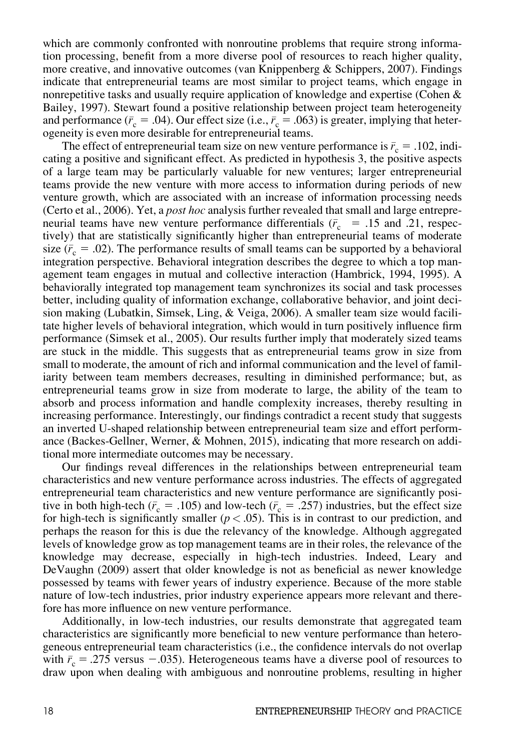which are commonly confronted with nonroutine problems that require strong information processing, benefit from a more diverse pool of resources to reach higher quality, more creative, and innovative outcomes (van Knippenberg & Schippers, 2007). Findings indicate that entrepreneurial teams are most similar to project teams, which engage in nonrepetitive tasks and usually require application of knowledge and expertise (Cohen & Bailey, 1997). Stewart found a positive relationship between project team heterogeneity and performance ($\bar{r}_c = .04$). Our effect size (i.e., $\bar{r}_c = .063$) is greater, implying that heterogeneity is even more desirable for entrepreneurial teams.

The effect of entrepreneurial team size on new venture performance is $\bar{r}_c = .102$, indicating a positive and significant effect. As predicted in hypothesis 3, the positive aspects of a large team may be particularly valuable for new ventures; larger entrepreneurial teams provide the new venture with more access to information during periods of new venture growth, which are associated with an increase of information processing needs (Certo et al., 2006). Yet, a *post hoc* analysis further revealed that small and large entrepreneurial teams have new venture performance differentials ($\bar{r}_c = .15$ and .21, respectively) that are statistically significantly higher than entrepreneurial teams of moderate size ($\bar{r}_c = .02$). The performance results of small teams can be supported by a behavioral integration perspective. Behavioral integration describes the degree to which a top management team engages in mutual and collective interaction (Hambrick, 1994, 1995). A behaviorally integrated top management team synchronizes its social and task processes better, including quality of information exchange, collaborative behavior, and joint decision making (Lubatkin, Simsek, Ling, & Veiga, 2006). A smaller team size would facilitate higher levels of behavioral integration, which would in turn positively influence firm performance (Simsek et al., 2005). Our results further imply that moderately sized teams are stuck in the middle. This suggests that as entrepreneurial teams grow in size from small to moderate, the amount of rich and informal communication and the level of familiarity between team members decreases, resulting in diminished performance; but, as entrepreneurial teams grow in size from moderate to large, the ability of the team to absorb and process information and handle complexity increases, thereby resulting in increasing performance. Interestingly, our findings contradict a recent study that suggests an inverted U-shaped relationship between entrepreneurial team size and effort performance (Backes-Gellner, Werner, & Mohnen, 2015), indicating that more research on additional more intermediate outcomes may be necessary.

Our findings reveal differences in the relationships between entrepreneurial team characteristics and new venture performance across industries. The effects of aggregated entrepreneurial team characteristics and new venture performance are significantly positive in both high-tech ($\bar{r}_c = .105$) and low-tech ($\bar{r}_c = .257$) industries, but the effect size for high-tech is significantly smaller ($p < .05$). This is in contrast to our prediction, and perhaps the reason for this is due the relevancy of the knowledge. Although aggregated levels of knowledge grow as top management teams are in their roles, the relevance of the knowledge may decrease, especially in high-tech industries. Indeed, Leary and DeVaughn (2009) assert that older knowledge is not as beneficial as newer knowledge possessed by teams with fewer years of industry experience. Because of the more stable nature of low-tech industries, prior industry experience appears more relevant and therefore has more influence on new venture performance.

Additionally, in low-tech industries, our results demonstrate that aggregated team characteristics are significantly more beneficial to new venture performance than heterogeneous entrepreneurial team characteristics (i.e., the confidence intervals do not overlap with $\bar{r}_c = .275$ versus $-.035$). Heterogeneous teams have a diverse pool of resources to draw upon when dealing with ambiguous and nonroutine problems, resulting in higher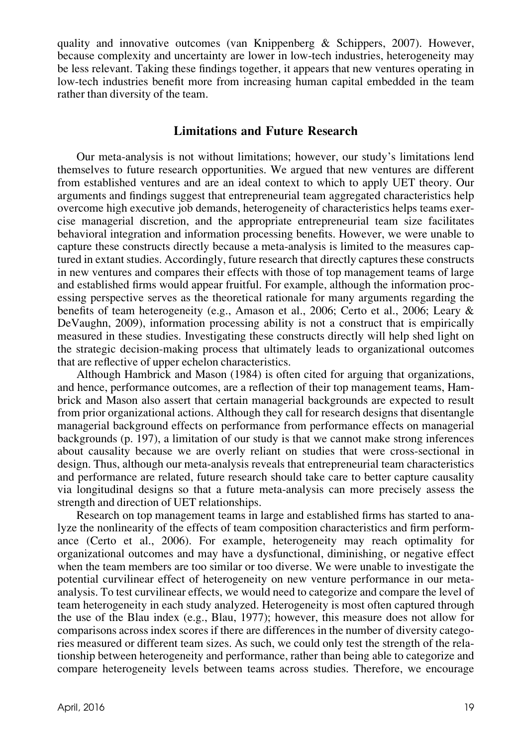quality and innovative outcomes (van Knippenberg & Schippers, 2007). However, because complexity and uncertainty are lower in low-tech industries, heterogeneity may be less relevant. Taking these findings together, it appears that new ventures operating in low-tech industries benefit more from increasing human capital embedded in the team rather than diversity of the team.

## Limitations and Future Research

Our meta-analysis is not without limitations; however, our study's limitations lend themselves to future research opportunities. We argued that new ventures are different from established ventures and are an ideal context to which to apply UET theory. Our arguments and findings suggest that entrepreneurial team aggregated characteristics help overcome high executive job demands, heterogeneity of characteristics helps teams exercise managerial discretion, and the appropriate entrepreneurial team size facilitates behavioral integration and information processing benefits. However, we were unable to capture these constructs directly because a meta-analysis is limited to the measures captured in extant studies. Accordingly, future research that directly captures these constructs in new ventures and compares their effects with those of top management teams of large and established firms would appear fruitful. For example, although the information processing perspective serves as the theoretical rationale for many arguments regarding the benefits of team heterogeneity (e.g., Amason et al., 2006; Certo et al., 2006; Leary & DeVaughn, 2009), information processing ability is not a construct that is empirically measured in these studies. Investigating these constructs directly will help shed light on the strategic decision-making process that ultimately leads to organizational outcomes that are reflective of upper echelon characteristics.

Although Hambrick and Mason (1984) is often cited for arguing that organizations, and hence, performance outcomes, are a reflection of their top management teams, Hambrick and Mason also assert that certain managerial backgrounds are expected to result from prior organizational actions. Although they call for research designs that disentangle managerial background effects on performance from performance effects on managerial backgrounds (p. 197), a limitation of our study is that we cannot make strong inferences about causality because we are overly reliant on studies that were cross-sectional in design. Thus, although our meta-analysis reveals that entrepreneurial team characteristics and performance are related, future research should take care to better capture causality via longitudinal designs so that a future meta-analysis can more precisely assess the strength and direction of UET relationships.

Research on top management teams in large and established firms has started to analyze the nonlinearity of the effects of team composition characteristics and firm performance (Certo et al., 2006). For example, heterogeneity may reach optimality for organizational outcomes and may have a dysfunctional, diminishing, or negative effect when the team members are too similar or too diverse. We were unable to investigate the potential curvilinear effect of heterogeneity on new venture performance in our meta-analysis. To test curvilinear effects, we would need to categorize and compare the level of team heterogeneity in each study analyzed. Heterogeneity is most often captured through the use of the Blau index (e.g., Blau, 1977); however, this measure does not allow for comparisons across index scores if there are differences in the number of diversity categories measured or different team sizes. As such, we could only test the strength of the relationship between heterogeneity and performance, rather than being able to categorize and compare heterogeneity levels between teams across studies. Therefore, we encourage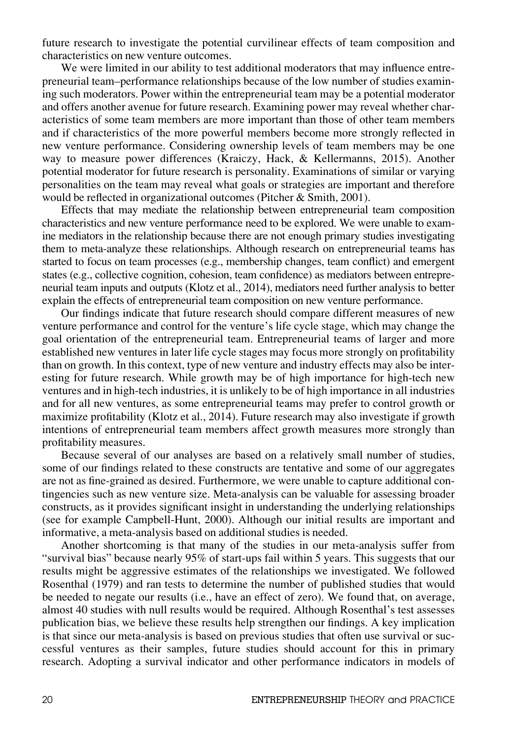future research to investigate the potential curvilinear effects of team composition and characteristics on new venture outcomes.

We were limited in our ability to test additional moderators that may influence entrepreneurial team–performance relationships because of the low number of studies examining such moderators. Power within the entrepreneurial team may be a potential moderator and offers another avenue for future research. Examining power may reveal whether characteristics of some team members are more important than those of other team members and if characteristics of the more powerful members become more strongly reflected in new venture performance. Considering ownership levels of team members may be one way to measure power differences (Kraiczy, Hack, & Kellermanns, 2015). Another potential moderator for future research is personality. Examinations of similar or varying personalities on the team may reveal what goals or strategies are important and therefore would be reflected in organizational outcomes (Pitcher & Smith, 2001).

Effects that may mediate the relationship between entrepreneurial team composition characteristics and new venture performance need to be explored. We were unable to examine mediators in the relationship because there are not enough primary studies investigating them to meta-analyze these relationships. Although research on entrepreneurial teams has started to focus on team processes (e.g., membership changes, team conflict) and emergent states (e.g., collective cognition, cohesion, team confidence) as mediators between entrepreneurial team inputs and outputs (Klotz et al., 2014), mediators need further analysis to better explain the effects of entrepreneurial team composition on new venture performance.

Our findings indicate that future research should compare different measures of new venture performance and control for the venture's life cycle stage, which may change the goal orientation of the entrepreneurial team. Entrepreneurial teams of larger and more established new ventures in later life cycle stages may focus more strongly on profitability than on growth. In this context, type of new venture and industry effects may also be interesting for future research. While growth may be of high importance for high-tech new ventures and in high-tech industries, it is unlikely to be of high importance in all industries and for all new ventures, as some entrepreneurial teams may prefer to control growth or maximize profitability (Klotz et al., 2014). Future research may also investigate if growth intentions of entrepreneurial team members affect growth measures more strongly than profitability measures.

Because several of our analyses are based on a relatively small number of studies, some of our findings related to these constructs are tentative and some of our aggregates are not as fine-grained as desired. Furthermore, we were unable to capture additional contingencies such as new venture size. Meta-analysis can be valuable for assessing broader constructs, as it provides significant insight in understanding the underlying relationships (see for example Campbell-Hunt, 2000). Although our initial results are important and informative, a meta-analysis based on additional studies is needed.

Another shortcoming is that many of the studies in our meta-analysis suffer from "survival bias" because nearly 95% of start-ups fail within 5 years. This suggests that our results might be aggressive estimates of the relationships we investigated. We followed Rosenthal (1979) and ran tests to determine the number of published studies that would be needed to negate our results (i.e., have an effect of zero). We found that, on average, almost 40 studies with null results would be required. Although Rosenthal's test assesses publication bias, we believe these results help strengthen our findings. A key implication is that since our meta-analysis is based on previous studies that often use survival or successful ventures as their samples, future studies should account for this in primary research. Adopting a survival indicator and other performance indicators in models of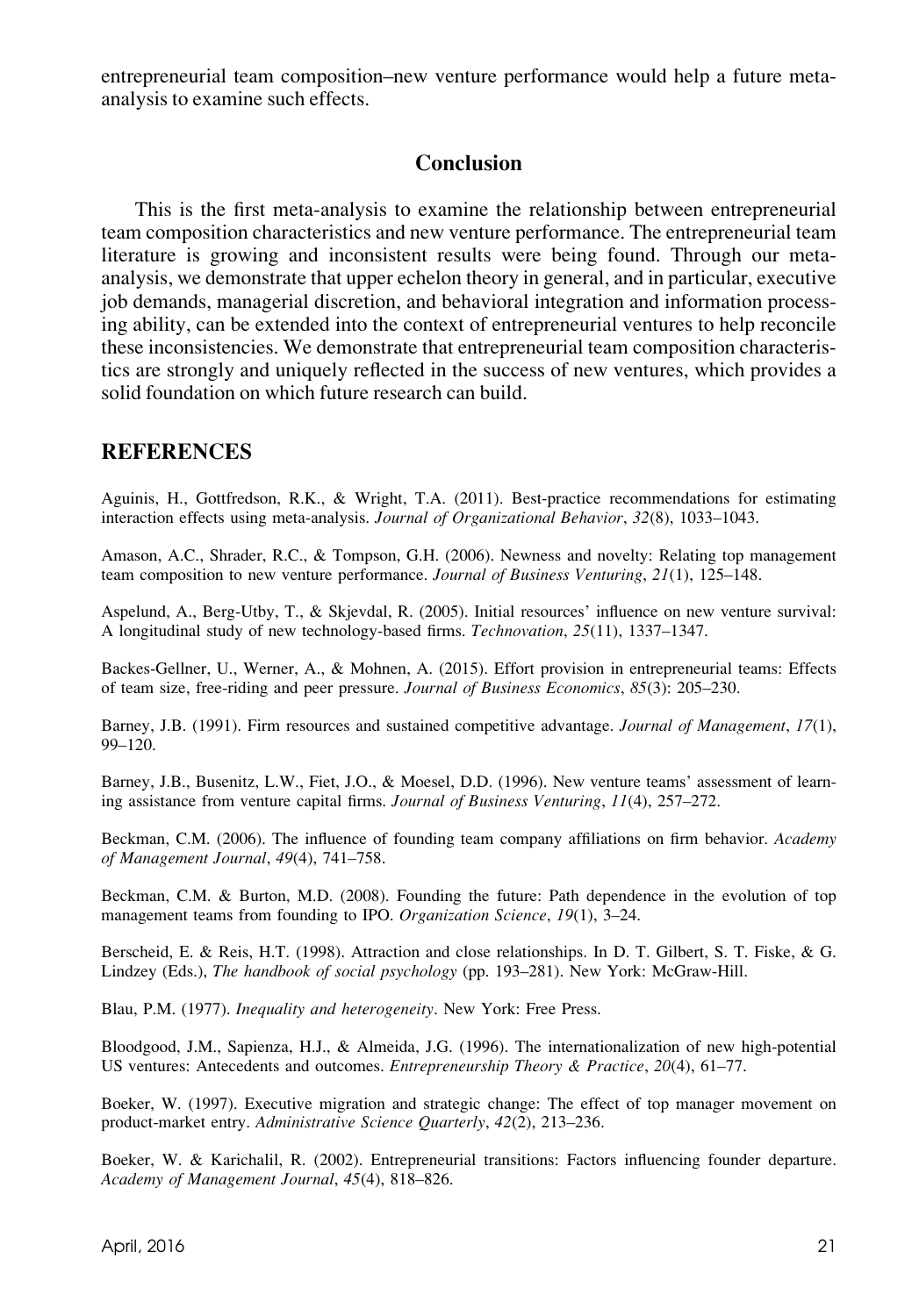entrepreneurial team composition–new venture performance would help a future meta-analysis to examine such effects.

## Conclusion

This is the first meta-analysis to examine the relationship between entrepreneurial team composition characteristics and new venture performance. The entrepreneurial team literature is growing and inconsistent results were being found. Through our meta-analysis, we demonstrate that upper echelon theory in general, and in particular, executive job demands, managerial discretion, and behavioral integration and information processing ability, can be extended into the context of entrepreneurial ventures to help reconcile these inconsistencies. We demonstrate that entrepreneurial team composition characteristics are strongly and uniquely reflected in the success of new ventures, which provides a solid foundation on which future research can build.

## REFERENCES

Aguinis, H., Gottfredson, R.K., & Wright, T.A. (2011). Best-practice recommendations for estimating interaction effects using meta-analysis. *Journal of Organizational Behavior*, *32*(8), 1033–1043.

Amason, A.C., Shrader, R.C., & Tompson, G.H. (2006). Newness and novelty: Relating top management team composition to new venture performance. *Journal of Business Venturing*, *21*(1), 125–148.

Aspelund, A., Berg-Utby, T., & Skjevdal, R. (2005). Initial resources' influence on new venture survival: A longitudinal study of new technology-based firms. *Technovation*, *25*(11), 1337–1347.

Backes-Gellner, U., Werner, A., & Mohnen, A. (2015). Effort provision in entrepreneurial teams: Effects of team size, free-riding and peer pressure. *Journal of Business Economics*, *85*(3): 205–230.

Barney, J.B. (1991). Firm resources and sustained competitive advantage. *Journal of Management*, *17*(1), 99–120.

Barney, J.B., Busenitz, L.W., Fiet, J.O., & Moesel, D.D. (1996). New venture teams' assessment of learning assistance from venture capital firms. *Journal of Business Venturing*, *11*(4), 257–272.

Beckman, C.M. (2006). The influence of founding team company affiliations on firm behavior. *Academy of Management Journal*, *49*(4), 741–758.

Beckman, C.M. & Burton, M.D. (2008). Founding the future: Path dependence in the evolution of top management teams from founding to IPO. *Organization Science*, *19*(1), 3–24.

Berscheid, E. & Reis, H.T. (1998). Attraction and close relationships. In D. T. Gilbert, S. T. Fiske, & G. Lindzey (Eds.), *The handbook of social psychology* (pp. 193–281). New York: McGraw-Hill.

Blau, P.M. (1977). *Inequality and heterogeneity*. New York: Free Press.

Bloodgood, J.M., Sapienza, H.J., & Almeida, J.G. (1996). The internationalization of new high-potential US ventures: Antecedents and outcomes. *Entrepreneurship Theory & Practice*, *20*(4), 61–77.

Boeker, W. (1997). Executive migration and strategic change: The effect of top manager movement on product-market entry. *Administrative Science Quarterly*, *42*(2), 213–236.

Boeker, W. & Karichalil, R. (2002). Entrepreneurial transitions: Factors influencing founder departure. *Academy of Management Journal*, *45*(4), 818–826.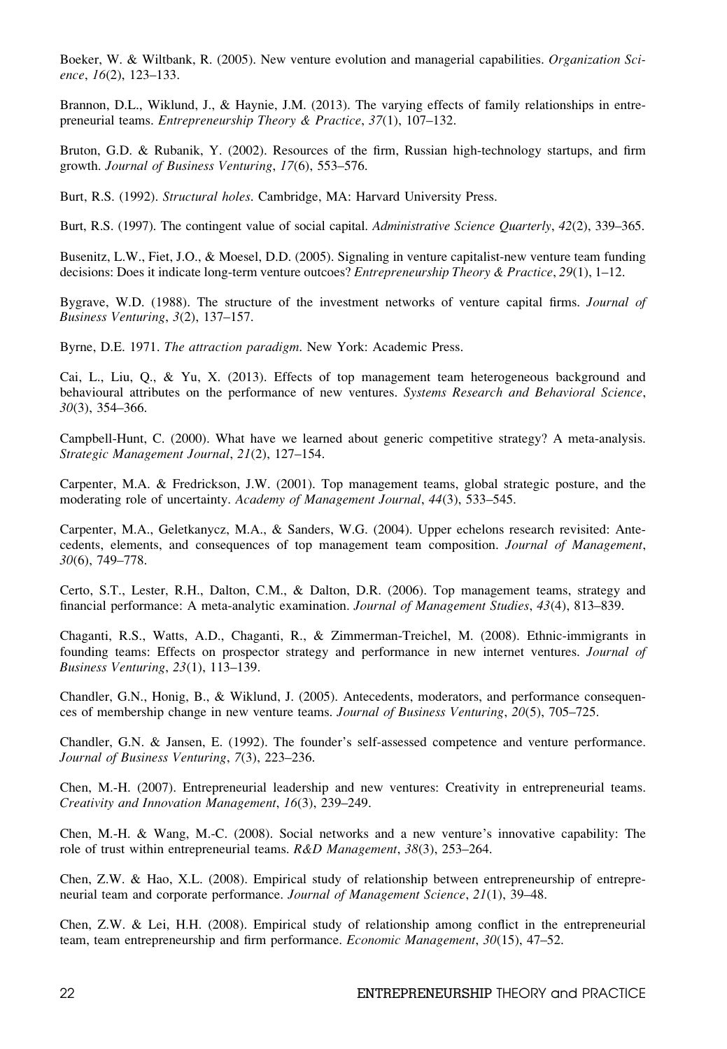Boeker, W. & Wiltbank, R. (2005). New venture evolution and managerial capabilities. *Organization Science*, *16*(2), 123–133.

Brannon, D.L., Wiklund, J., & Haynie, J.M. (2013). The varying effects of family relationships in entrepreneurial teams. *Entrepreneurship Theory & Practice*, *37*(1), 107–132.

Bruton, G.D. & Rubanik, Y. (2002). Resources of the firm, Russian high-technology startups, and firm growth. *Journal of Business Venturing*, *17*(6), 553–576.

Burt, R.S. (1992). *Structural holes*. Cambridge, MA: Harvard University Press.

Burt, R.S. (1997). The contingent value of social capital. *Administrative Science Quarterly*, *42*(2), 339–365.

Busenitz, L.W., Fiet, J.O., & Moesel, D.D. (2005). Signaling in venture capitalist-new venture team funding decisions: Does it indicate long-term venture outcoes? *Entrepreneurship Theory & Practice*, *29*(1), 1–12.

Bygrave, W.D. (1988). The structure of the investment networks of venture capital firms. *Journal of Business Venturing*, *3*(2), 137–157.

Byrne, D.E. 1971. *The attraction paradigm*. New York: Academic Press.

Cai, L., Liu, Q., & Yu, X. (2013). Effects of top management team heterogeneous background and behavioural attributes on the performance of new ventures. *Systems Research and Behavioral Science*, *30*(3), 354–366.

Campbell-Hunt, C. (2000). What have we learned about generic competitive strategy? A meta-analysis. *Strategic Management Journal*, *21*(2), 127–154.

Carpenter, M.A. & Fredrickson, J.W. (2001). Top management teams, global strategic posture, and the moderating role of uncertainty. *Academy of Management Journal*, *44*(3), 533–545.

Carpenter, M.A., Geletkanycz, M.A., & Sanders, W.G. (2004). Upper echelons research revisited: Antecedents, elements, and consequences of top management team composition. *Journal of Management*, *30*(6), 749–778.

Certo, S.T., Lester, R.H., Dalton, C.M., & Dalton, D.R. (2006). Top management teams, strategy and financial performance: A meta-analytic examination. *Journal of Management Studies*, *43*(4), 813–839.

Chaganti, R.S., Watts, A.D., Chaganti, R., & Zimmerman-Treichel, M. (2008). Ethnic-immigrants in founding teams: Effects on prospector strategy and performance in new internet ventures. *Journal of Business Venturing*, *23*(1), 113–139.

Chandler, G.N., Honig, B., & Wiklund, J. (2005). Antecedents, moderators, and performance consequences of membership change in new venture teams. *Journal of Business Venturing*, *20*(5), 705–725.

Chandler, G.N. & Jansen, E. (1992). The founder's self-assessed competence and venture performance. *Journal of Business Venturing*, *7*(3), 223–236.

Chen, M.-H. (2007). Entrepreneurial leadership and new ventures: Creativity in entrepreneurial teams. *Creativity and Innovation Management*, *16*(3), 239–249.

Chen, M.-H. & Wang, M.-C. (2008). Social networks and a new venture's innovative capability: The role of trust within entrepreneurial teams. *R&D Management*, *38*(3), 253–264.

Chen, Z.W. & Hao, X.L. (2008). Empirical study of relationship between entrepreneurship of entrepreneurial team and corporate performance. *Journal of Management Science*, *21*(1), 39–48.

Chen, Z.W. & Lei, H.H. (2008). Empirical study of relationship among conflict in the entrepreneurial team, team entrepreneurship and firm performance. *Economic Management*, *30*(15), 47–52.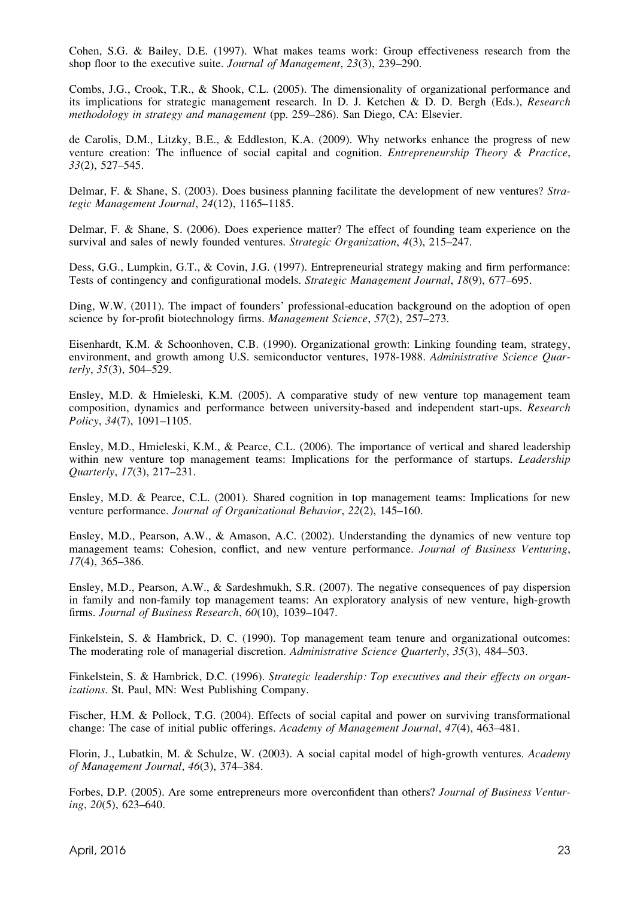Cohen, S.G. & Bailey, D.E. (1997). What makes teams work: Group effectiveness research from the shop floor to the executive suite. *Journal of Management*, *23*(3), 239–290.

Combs, J.G., Crook, T.R., & Shook, C.L. (2005). The dimensionality of organizational performance and its implications for strategic management research. In D. J. Ketchen & D. D. Bergh (Eds.), *Research methodology in strategy and management* (pp. 259–286). San Diego, CA: Elsevier.

de Carolis, D.M., Litzky, B.E., & Eddleston, K.A. (2009). Why networks enhance the progress of new venture creation: The influence of social capital and cognition. *Entrepreneurship Theory & Practice*, *33*(2), 527–545.

Delmar, F. & Shane, S. (2003). Does business planning facilitate the development of new ventures? *Strategic Management Journal*, *24*(12), 1165–1185.

Delmar, F. & Shane, S. (2006). Does experience matter? The effect of founding team experience on the survival and sales of newly founded ventures. *Strategic Organization*, *4*(3), 215–247.

Dess, G.G., Lumpkin, G.T., & Covin, J.G. (1997). Entrepreneurial strategy making and firm performance: Tests of contingency and configurational models. *Strategic Management Journal*, *18*(9), 677–695.

Ding, W.W. (2011). The impact of founders' professional-education background on the adoption of open science by for-profit biotechnology firms. *Management Science*, *57*(2), 257–273.

Eisenhardt, K.M. & Schoonhoven, C.B. (1990). Organizational growth: Linking founding team, strategy, environment, and growth among U.S. semiconductor ventures, 1978-1988. *Administrative Science Quarterly*, *35*(3), 504–529.

Ensley, M.D. & Hmieleski, K.M. (2005). A comparative study of new venture top management team composition, dynamics and performance between university-based and independent start-ups. *Research Policy*, *34*(7), 1091–1105.

Ensley, M.D., Hmieleski, K.M., & Pearce, C.L. (2006). The importance of vertical and shared leadership within new venture top management teams: Implications for the performance of startups. *Leadership Quarterly*, *17*(3), 217–231.

Ensley, M.D. & Pearce, C.L. (2001). Shared cognition in top management teams: Implications for new venture performance. *Journal of Organizational Behavior*, *22*(2), 145–160.

Ensley, M.D., Pearson, A.W., & Amason, A.C. (2002). Understanding the dynamics of new venture top management teams: Cohesion, conflict, and new venture performance. *Journal of Business Venturing*, *17*(4), 365–386.

Ensley, M.D., Pearson, A.W., & Sardeshmukh, S.R. (2007). The negative consequences of pay dispersion in family and non-family top management teams: An exploratory analysis of new venture, high-growth firms. *Journal of Business Research*, *60*(10), 1039–1047.

Finkelstein, S. & Hambrick, D. C. (1990). Top management team tenure and organizational outcomes: The moderating role of managerial discretion. *Administrative Science Quarterly*, *35*(3), 484–503.

Finkelstein, S. & Hambrick, D.C. (1996). *Strategic leadership: Top executives and their effects on organizations*. St. Paul, MN: West Publishing Company.

Fischer, H.M. & Pollock, T.G. (2004). Effects of social capital and power on surviving transformational change: The case of initial public offerings. *Academy of Management Journal*, *47*(4), 463–481.

Florin, J., Lubatkin, M. & Schulze, W. (2003). A social capital model of high-growth ventures. *Academy of Management Journal*, *46*(3), 374–384.

Forbes, D.P. (2005). Are some entrepreneurs more overconfident than others? *Journal of Business Venturing*, *20*(5), 623–640.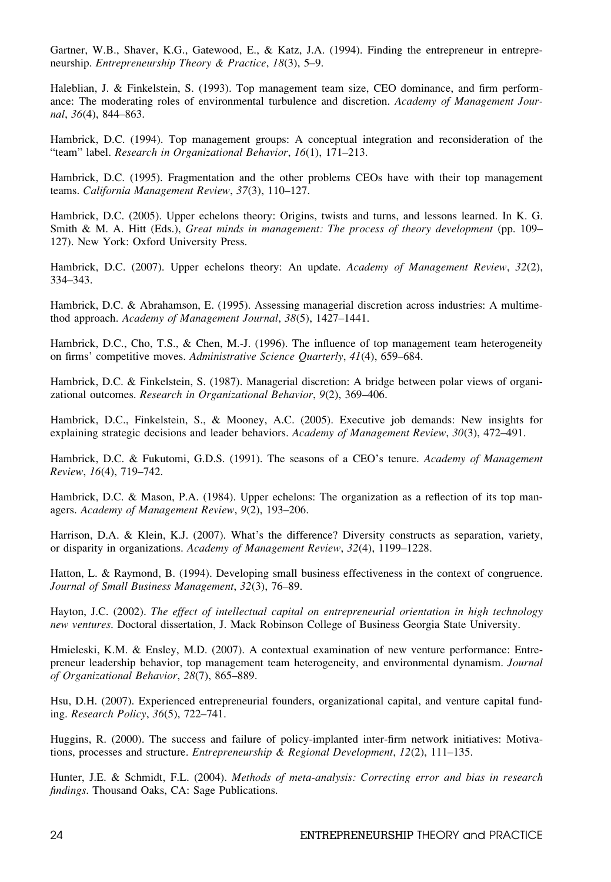Gartner, W.B., Shaver, K.G., Gatewood, E., & Katz, J.A. (1994). Finding the entrepreneur in entrepreneurship. *Entrepreneurship Theory & Practice*, *18*(3), 5–9.

Haleblian, J. & Finkelstein, S. (1993). Top management team size, CEO dominance, and firm performance: The moderating roles of environmental turbulence and discretion. *Academy of Management Journal*, *36*(4), 844–863.

Hambrick, D.C. (1994). Top management groups: A conceptual integration and reconsideration of the "team" label. *Research in Organizational Behavior*, *16*(1), 171–213.

Hambrick, D.C. (1995). Fragmentation and the other problems CEOs have with their top management teams. *California Management Review*, *37*(3), 110–127.

Hambrick, D.C. (2005). Upper echelons theory: Origins, twists and turns, and lessons learned. In K. G. Smith & M. A. Hitt (Eds.), *Great minds in management: The process of theory development* (pp. 109–127). New York: Oxford University Press.

Hambrick, D.C. (2007). Upper echelons theory: An update. *Academy of Management Review*, *32*(2), 334–343.

Hambrick, D.C. & Abrahamson, E. (1995). Assessing managerial discretion across industries: A multimethod approach. *Academy of Management Journal*, *38*(5), 1427–1441.

Hambrick, D.C., Cho, T.S., & Chen, M.-J. (1996). The influence of top management team heterogeneity on firms' competitive moves. *Administrative Science Quarterly*, *41*(4), 659–684.

Hambrick, D.C. & Finkelstein, S. (1987). Managerial discretion: A bridge between polar views of organizational outcomes. *Research in Organizational Behavior*, *9*(2), 369–406.

Hambrick, D.C., Finkelstein, S., & Mooney, A.C. (2005). Executive job demands: New insights for explaining strategic decisions and leader behaviors. *Academy of Management Review*, *30*(3), 472–491.

Hambrick, D.C. & Fukutomi, G.D.S. (1991). The seasons of a CEO's tenure. *Academy of Management Review*, *16*(4), 719–742.

Hambrick, D.C. & Mason, P.A. (1984). Upper echelons: The organization as a reflection of its top managers. *Academy of Management Review*, *9*(2), 193–206.

Harrison, D.A. & Klein, K.J. (2007). What's the difference? Diversity constructs as separation, variety, or disparity in organizations. *Academy of Management Review*, *32*(4), 1199–1228.

Hatton, L. & Raymond, B. (1994). Developing small business effectiveness in the context of congruence. *Journal of Small Business Management*, *32*(3), 76–89.

Hayton, J.C. (2002). *The effect of intellectual capital on entrepreneurial orientation in high technology new ventures*. Doctoral dissertation, J. Mack Robinson College of Business Georgia State University.

Hmieleski, K.M. & Ensley, M.D. (2007). A contextual examination of new venture performance: Entrepreneur leadership behavior, top management team heterogeneity, and environmental dynamism. *Journal of Organizational Behavior*, *28*(7), 865–889.

Hsu, D.H. (2007). Experienced entrepreneurial founders, organizational capital, and venture capital funding. *Research Policy*, *36*(5), 722–741.

Huggins, R. (2000). The success and failure of policy-implanted inter-firm network initiatives: Motivations, processes and structure. *Entrepreneurship & Regional Development*, *12*(2), 111–135.

Hunter, J.E. & Schmidt, F.L. (2004). *Methods of meta-analysis: Correcting error and bias in research findings*. Thousand Oaks, CA: Sage Publications.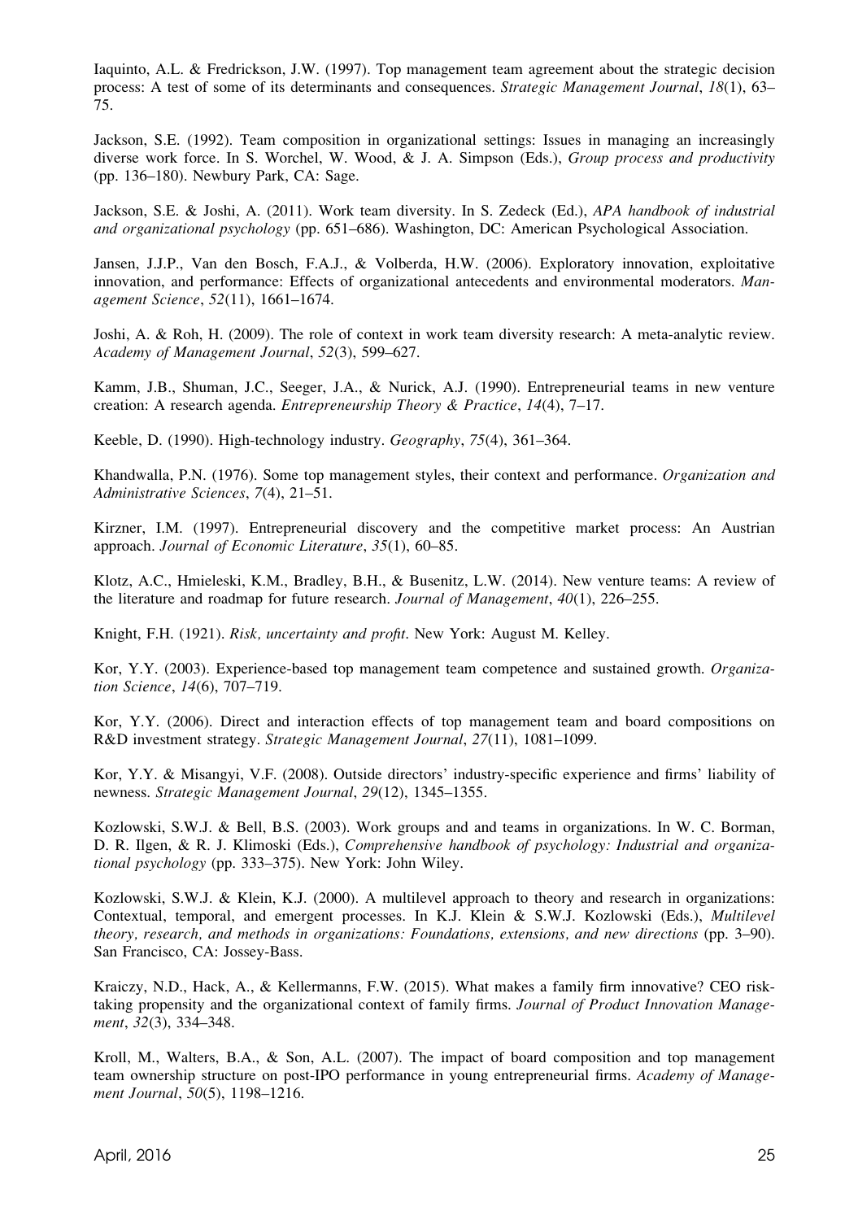Iaquinto, A.L. & Fredrickson, J.W. (1997). Top management team agreement about the strategic decision process: A test of some of its determinants and consequences. *Strategic Management Journal*, *18*(1), 63–75.

Jackson, S.E. (1992). Team composition in organizational settings: Issues in managing an increasingly diverse work force. In S. Worchel, W. Wood, & J. A. Simpson (Eds.), *Group process and productivity* (pp. 136–180). Newbury Park, CA: Sage.

Jackson, S.E. & Joshi, A. (2011). Work team diversity. In S. Zedeck (Ed.), *APA handbook of industrial and organizational psychology* (pp. 651–686). Washington, DC: American Psychological Association.

Jansen, J.J.P., Van den Bosch, F.A.J., & Volberda, H.W. (2006). Exploratory innovation, exploitative innovation, and performance: Effects of organizational antecedents and environmental moderators. *Management Science*, *52*(11), 1661–1674.

Joshi, A. & Roh, H. (2009). The role of context in work team diversity research: A meta-analytic review. *Academy of Management Journal*, *52*(3), 599–627.

Kamm, J.B., Shuman, J.C., Seeger, J.A., & Nurick, A.J. (1990). Entrepreneurial teams in new venture creation: A research agenda. *Entrepreneurship Theory & Practice*, *14*(4), 7–17.

Keeble, D. (1990). High-technology industry. *Geography*, *75*(4), 361–364.

Khandwalla, P.N. (1976). Some top management styles, their context and performance. *Organization and Administrative Sciences*, *7*(4), 21–51.

Kirzner, I.M. (1997). Entrepreneurial discovery and the competitive market process: An Austrian approach. *Journal of Economic Literature*, *35*(1), 60–85.

Klotz, A.C., Hmieleski, K.M., Bradley, B.H., & Busenitz, L.W. (2014). New venture teams: A review of the literature and roadmap for future research. *Journal of Management*, *40*(1), 226–255.

Knight, F.H. (1921). *Risk, uncertainty and profit*. New York: August M. Kelley.

Kor, Y.Y. (2003). Experience-based top management team competence and sustained growth. *Organization Science*, *14*(6), 707–719.

Kor, Y.Y. (2006). Direct and interaction effects of top management team and board compositions on R&D investment strategy. *Strategic Management Journal*, *27*(11), 1081–1099.

Kor, Y.Y. & Misangyi, V.F. (2008). Outside directors' industry-specific experience and firms' liability of newness. *Strategic Management Journal*, *29*(12), 1345–1355.

Kozlowski, S.W.J. & Bell, B.S. (2003). Work groups and and teams in organizations. In W. C. Borman, D. R. Ilgen, & R. J. Klimoski (Eds.), *Comprehensive handbook of psychology: Industrial and organizational psychology* (pp. 333–375). New York: John Wiley.

Kozlowski, S.W.J. & Klein, K.J. (2000). A multilevel approach to theory and research in organizations: Contextual, temporal, and emergent processes. In K.J. Klein & S.W.J. Kozlowski (Eds.), *Multilevel theory, research, and methods in organizations: Foundations, extensions, and new directions* (pp. 3–90). San Francisco, CA: Jossey-Bass.

Kraiczy, N.D., Hack, A., & Kellermanns, F.W. (2015). What makes a family firm innovative? CEO risk-taking propensity and the organizational context of family firms. *Journal of Product Innovation Management*, *32*(3), 334–348.

Kroll, M., Walters, B.A., & Son, A.L. (2007). The impact of board composition and top management team ownership structure on post-IPO performance in young entrepreneurial firms. *Academy of Management Journal*, *50*(5), 1198–1216.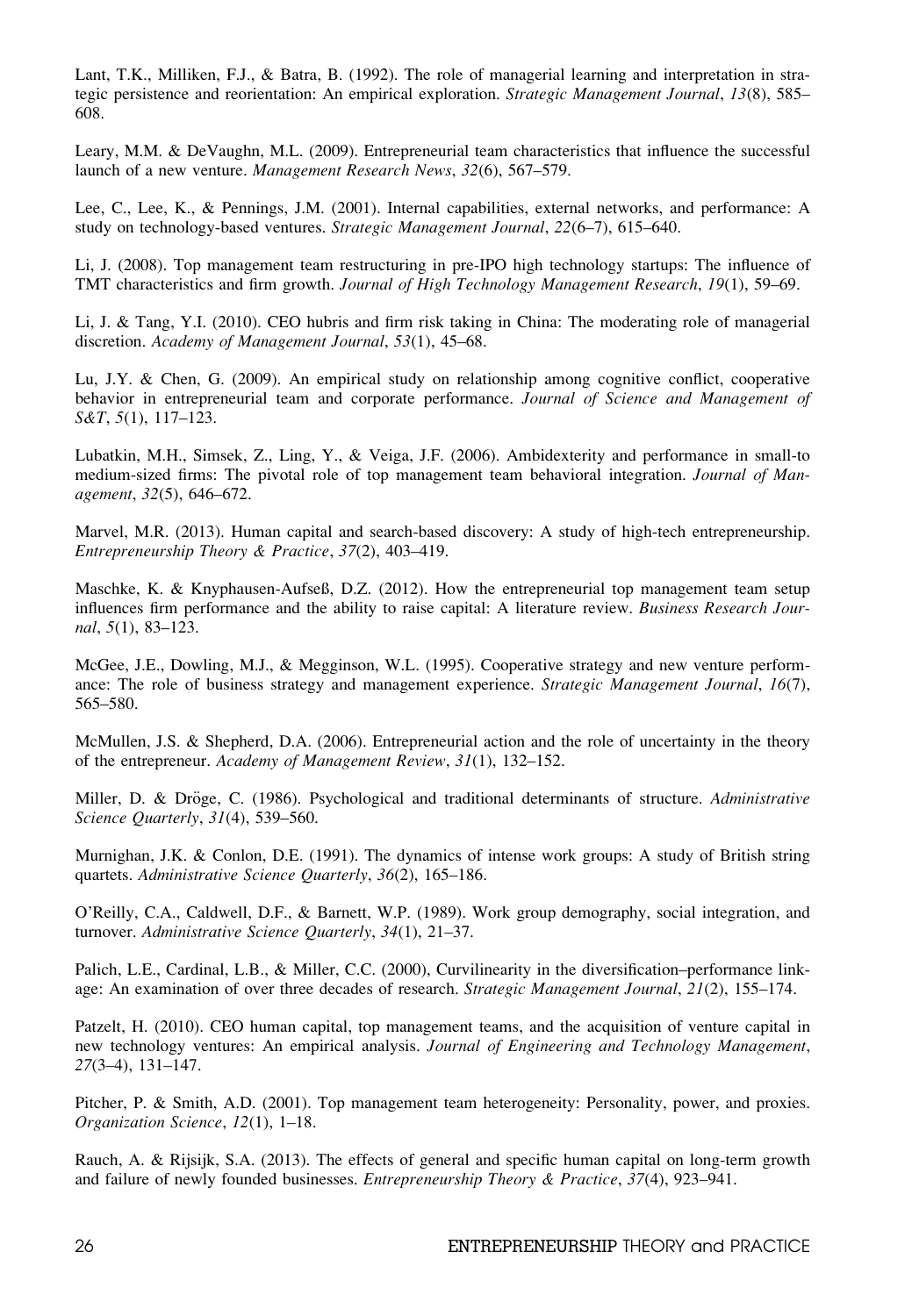Lant, T.K., Milliken, F.J., & Batra, B. (1992). The role of managerial learning and interpretation in strategic persistence and reorientation: An empirical exploration. *Strategic Management Journal*, *13*(8), 585–608.

Leary, M.M. & DeVaughn, M.L. (2009). Entrepreneurial team characteristics that influence the successful launch of a new venture. *Management Research News*, *32*(6), 567–579.

Lee, C., Lee, K., & Pennings, J.M. (2001). Internal capabilities, external networks, and performance: A study on technology-based ventures. *Strategic Management Journal*, *22*(6–7), 615–640.

Li, J. (2008). Top management team restructuring in pre-IPO high technology startups: The influence of TMT characteristics and firm growth. *Journal of High Technology Management Research*, *19*(1), 59–69.

Li, J. & Tang, Y.I. (2010). CEO hubris and firm risk taking in China: The moderating role of managerial discretion. *Academy of Management Journal*, *53*(1), 45–68.

Lu, J.Y. & Chen, G. (2009). An empirical study on relationship among cognitive conflict, cooperative behavior in entrepreneurial team and corporate performance. *Journal of Science and Management of S&T*, *5*(1), 117–123.

Lubatkin, M.H., Simsek, Z., Ling, Y., & Veiga, J.F. (2006). Ambidexterity and performance in small-to medium-sized firms: The pivotal role of top management team behavioral integration. *Journal of Management*, *32*(5), 646–672.

Marvel, M.R. (2013). Human capital and search-based discovery: A study of high-tech entrepreneurship. *Entrepreneurship Theory & Practice*, *37*(2), 403–419.

Maschke, K. & Knyphausen-Aufseß, D.Z. (2012). How the entrepreneurial top management team setup influences firm performance and the ability to raise capital: A literature review. *Business Research Journal*, *5*(1), 83–123.

McGee, J.E., Dowling, M.J., & Megginson, W.L. (1995). Cooperative strategy and new venture performance: The role of business strategy and management experience. *Strategic Management Journal*, *16*(7), 565–580.

McMullen, J.S. & Shepherd, D.A. (2006). Entrepreneurial action and the role of uncertainty in the theory of the entrepreneur. *Academy of Management Review*, *31*(1), 132–152.

Miller, D. & Dröge, C. (1986). Psychological and traditional determinants of structure. *Administrative Science Quarterly*, *31*(4), 539–560.

Murnighan, J.K. & Conlon, D.E. (1991). The dynamics of intense work groups: A study of British string quartets. *Administrative Science Quarterly*, *36*(2), 165–186.

O'Reilly, C.A., Caldwell, D.F., & Barnett, W.P. (1989). Work group demography, social integration, and turnover. *Administrative Science Quarterly*, *34*(1), 21–37.

Palich, L.E., Cardinal, L.B., & Miller, C.C. (2000), Curvilinearity in the diversification–performance linkage: An examination of over three decades of research. *Strategic Management Journal*, *21*(2), 155–174.

Patzelt, H. (2010). CEO human capital, top management teams, and the acquisition of venture capital in new technology ventures: An empirical analysis. *Journal of Engineering and Technology Management*, *27*(3–4), 131–147.

Pitcher, P. & Smith, A.D. (2001). Top management team heterogeneity: Personality, power, and proxies. *Organization Science*, *12*(1), 1–18.

Rauch, A. & Rijsijk, S.A. (2013). The effects of general and specific human capital on long-term growth and failure of newly founded businesses. *Entrepreneurship Theory & Practice*, *37*(4), 923–941.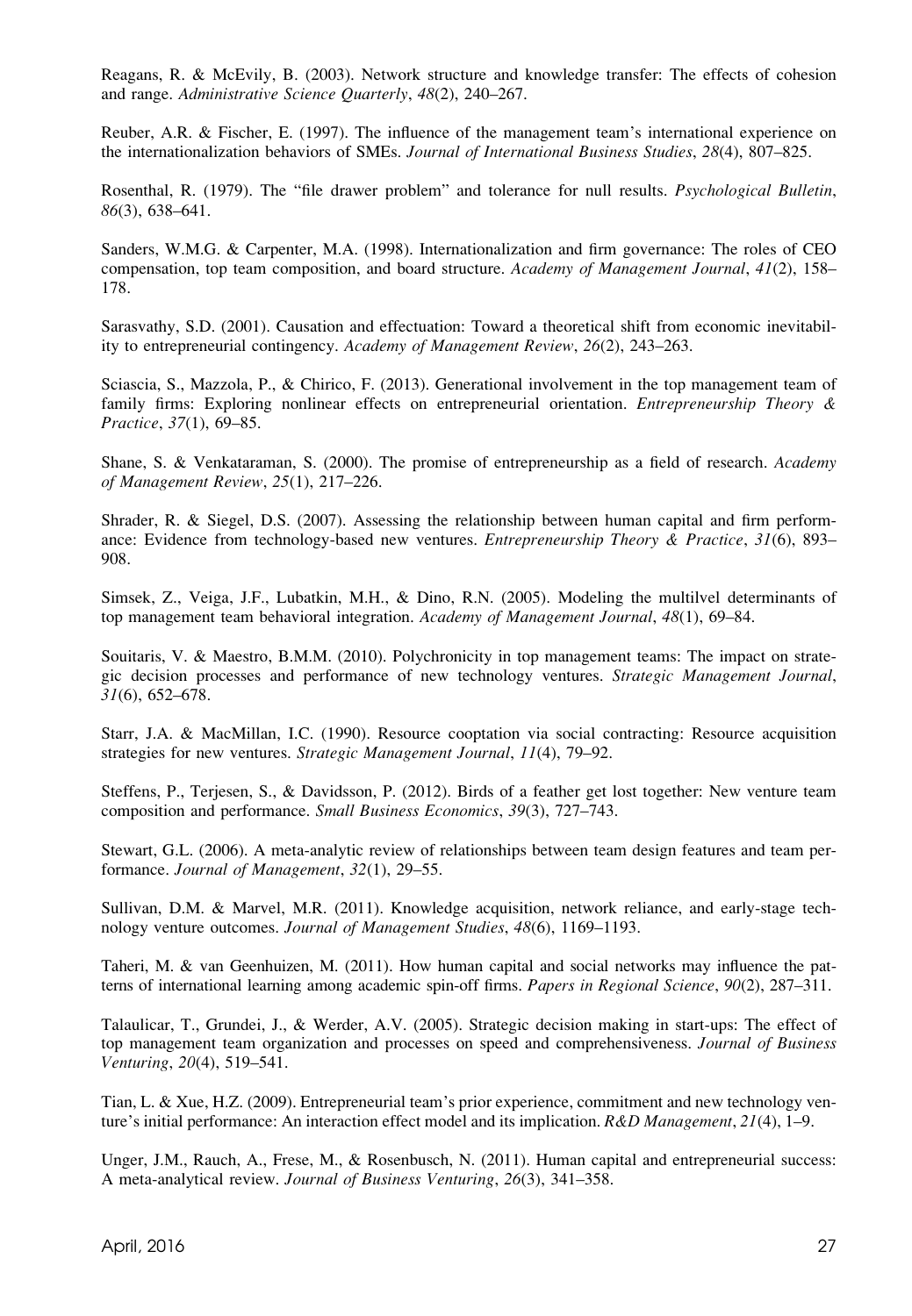Reagans, R. & McEvily, B. (2003). Network structure and knowledge transfer: The effects of cohesion and range. *Administrative Science Quarterly*, *48*(2), 240–267.

Reuber, A.R. & Fischer, E. (1997). The influence of the management team's international experience on the internationalization behaviors of SMEs. *Journal of International Business Studies*, *28*(4), 807–825.

Rosenthal, R. (1979). The "file drawer problem" and tolerance for null results. *Psychological Bulletin*, *86*(3), 638–641.

Sanders, W.M.G. & Carpenter, M.A. (1998). Internationalization and firm governance: The roles of CEO compensation, top team composition, and board structure. *Academy of Management Journal*, *41*(2), 158–178.

Sarasvathy, S.D. (2001). Causation and effectuation: Toward a theoretical shift from economic inevitability to entrepreneurial contingency. *Academy of Management Review*, *26*(2), 243–263.

Sciascia, S., Mazzola, P., & Chirico, F. (2013). Generational involvement in the top management team of family firms: Exploring nonlinear effects on entrepreneurial orientation. *Entrepreneurship Theory & Practice*, *37*(1), 69–85.

Shane, S. & Venkataraman, S. (2000). The promise of entrepreneurship as a field of research. *Academy of Management Review*, *25*(1), 217–226.

Shrader, R. & Siegel, D.S. (2007). Assessing the relationship between human capital and firm performance: Evidence from technology-based new ventures. *Entrepreneurship Theory & Practice*, *31*(6), 893–908.

Simsek, Z., Veiga, J.F., Lubatkin, M.H., & Dino, R.N. (2005). Modeling the multilvel determinants of top management team behavioral integration. *Academy of Management Journal*, *48*(1), 69–84.

Souitaris, V. & Maestro, B.M.M. (2010). Polychronicity in top management teams: The impact on strategic decision processes and performance of new technology ventures. *Strategic Management Journal*, *31*(6), 652–678.

Starr, J.A. & MacMillan, I.C. (1990). Resource cooptation via social contracting: Resource acquisition strategies for new ventures. *Strategic Management Journal*, *11*(4), 79–92.

Steffens, P., Terjesen, S., & Davidsson, P. (2012). Birds of a feather get lost together: New venture team composition and performance. *Small Business Economics*, *39*(3), 727–743.

Stewart, G.L. (2006). A meta-analytic review of relationships between team design features and team performance. *Journal of Management*, *32*(1), 29–55.

Sullivan, D.M. & Marvel, M.R. (2011). Knowledge acquisition, network reliance, and early-stage technology venture outcomes. *Journal of Management Studies*, *48*(6), 1169–1193.

Taheri, M. & van Geenhuizen, M. (2011). How human capital and social networks may influence the patterns of international learning among academic spin-off firms. *Papers in Regional Science*, *90*(2), 287–311.

Talaulicar, T., Grundei, J., & Werder, A.V. (2005). Strategic decision making in start-ups: The effect of top management team organization and processes on speed and comprehensiveness. *Journal of Business Venturing*, *20*(4), 519–541.

Tian, L. & Xue, H.Z. (2009). Entrepreneurial team's prior experience, commitment and new technology venture's initial performance: An interaction effect model and its implication. *R&D Management*, *21*(4), 1–9.

Unger, J.M., Rauch, A., Frese, M., & Rosenbusch, N. (2011). Human capital and entrepreneurial success: A meta-analytical review. *Journal of Business Venturing*, *26*(3), 341–358.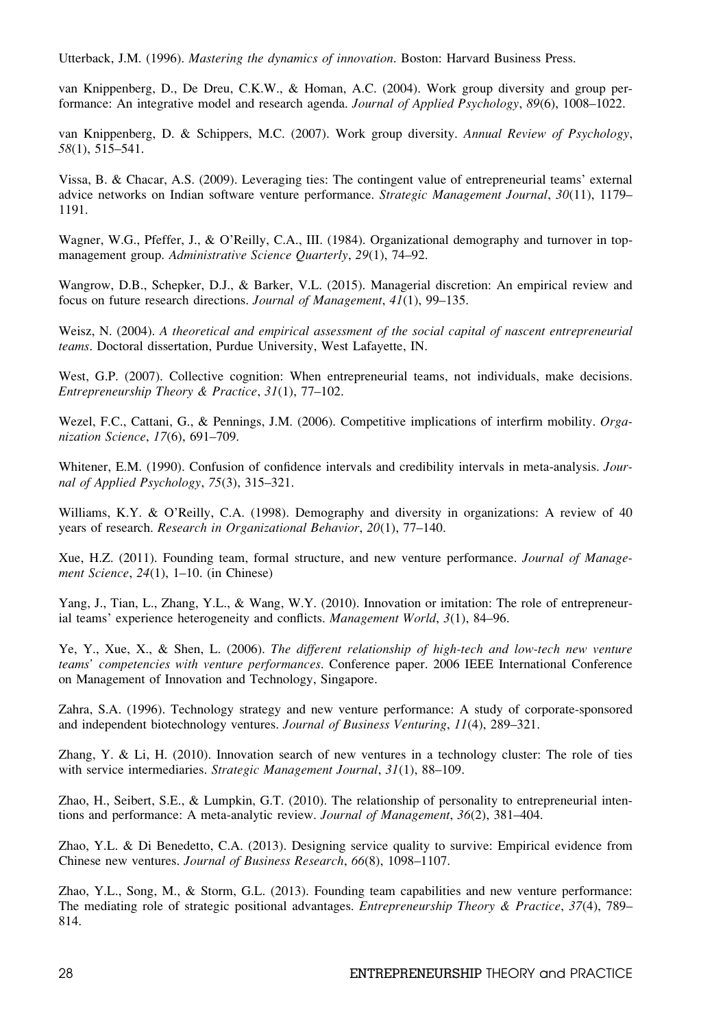Utterback, J.M. (1996). *Mastering the dynamics of innovation*. Boston: Harvard Business Press.

van Knippenberg, D., De Dreu, C.K.W., & Homan, A.C. (2004). Work group diversity and group performance: An integrative model and research agenda. *Journal of Applied Psychology*, *89*(6), 1008–1022.

van Knippenberg, D. & Schippers, M.C. (2007). Work group diversity. *Annual Review of Psychology*, *58*(1), 515–541.

Vissa, B. & Chacar, A.S. (2009). Leveraging ties: The contingent value of entrepreneurial teams' external advice networks on Indian software venture performance. *Strategic Management Journal*, *30*(11), 1179–1191.

Wagner, W.G., Pfeffer, J., & O'Reilly, C.A., III. (1984). Organizational demography and turnover in top-management group. *Administrative Science Quarterly*, *29*(1), 74–92.

Wangrow, D.B., Schepker, D.J., & Barker, V.L. (2015). Managerial discretion: An empirical review and focus on future research directions. *Journal of Management*, *41*(1), 99–135.

Weisz, N. (2004). *A theoretical and empirical assessment of the social capital of nascent entrepreneurial teams*. Doctoral dissertation, Purdue University, West Lafayette, IN.

West, G.P. (2007). Collective cognition: When entrepreneurial teams, not individuals, make decisions. *Entrepreneurship Theory & Practice*, *31*(1), 77–102.

Wezel, F.C., Cattani, G., & Pennings, J.M. (2006). Competitive implications of interfirm mobility. *Organization Science*, *17*(6), 691–709.

Whitener, E.M. (1990). Confusion of confidence intervals and credibility intervals in meta-analysis. *Journal of Applied Psychology*, *75*(3), 315–321.

Williams, K.Y. & O'Reilly, C.A. (1998). Demography and diversity in organizations: A review of 40 years of research. *Research in Organizational Behavior*, *20*(1), 77–140.

Xue, H.Z. (2011). Founding team, formal structure, and new venture performance. *Journal of Management Science*, *24*(1), 1–10. (in Chinese)

Yang, J., Tian, L., Zhang, Y.L., & Wang, W.Y. (2010). Innovation or imitation: The role of entrepreneurial teams' experience heterogeneity and conflicts. *Management World*, *3*(1), 84–96.

Ye, Y., Xue, X., & Shen, L. (2006). *The different relationship of high-tech and low-tech new venture teams' competencies with venture performances*. Conference paper. 2006 IEEE International Conference on Management of Innovation and Technology, Singapore.

Zahra, S.A. (1996). Technology strategy and new venture performance: A study of corporate-sponsored and independent biotechnology ventures. *Journal of Business Venturing*, *11*(4), 289–321.

Zhang, Y. & Li, H. (2010). Innovation search of new ventures in a technology cluster: The role of ties with service intermediaries. *Strategic Management Journal*, *31*(1), 88–109.

Zhao, H., Seibert, S.E., & Lumpkin, G.T. (2010). The relationship of personality to entrepreneurial intentions and performance: A meta-analytic review. *Journal of Management*, *36*(2), 381–404.

Zhao, Y.L. & Di Benedetto, C.A. (2013). Designing service quality to survive: Empirical evidence from Chinese new ventures. *Journal of Business Research*, *66*(8), 1098–1107.

Zhao, Y.L., Song, M., & Storm, G.L. (2013). Founding team capabilities and new venture performance: The mediating role of strategic positional advantages. *Entrepreneurship Theory & Practice*, *37*(4), 789–814.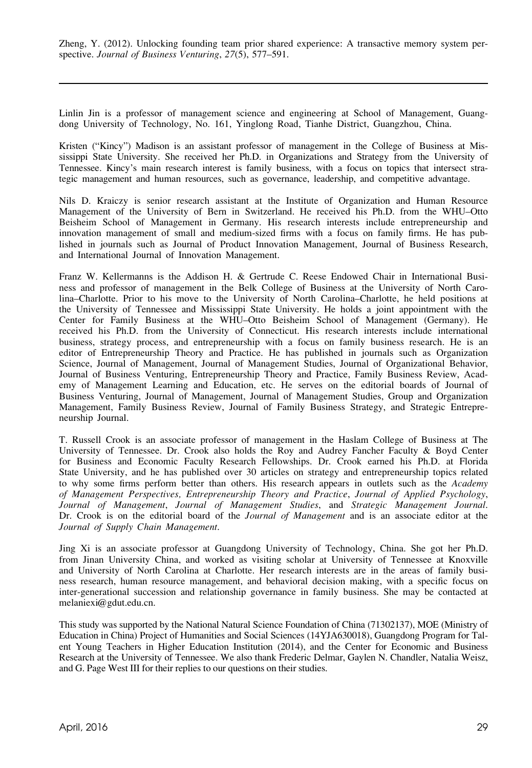Zheng, Y. (2012). Unlocking founding team prior shared experience: A transactive memory system perspective. *Journal of Business Venturing*, *27*(5), 577–591.

---

Linlin Jin is a professor of management science and engineering at School of Management, Guangdong University of Technology, No. 161, Yinglong Road, Tianhe District, Guangzhou, China.

Kristen ("Kincy") Madison is an assistant professor of management in the College of Business at Mississippi State University. She received her Ph.D. in Organizations and Strategy from the University of Tennessee. Kincy's main research interest is family business, with a focus on topics that intersect strategic management and human resources, such as governance, leadership, and competitive advantage.

Nils D. Kraiczy is senior research assistant at the Institute of Organization and Human Resource Management of the University of Bern in Switzerland. He received his Ph.D. from the WHU–Otto Beisheim School of Management in Germany. His research interests include entrepreneurship and innovation management of small and medium-sized firms with a focus on family firms. He has published in journals such as Journal of Product Innovation Management, Journal of Business Research, and International Journal of Innovation Management.

Franz W. Kellermanns is the Addison H. & Gertrude C. Reese Endowed Chair in International Business and professor of management in the Belk College of Business at the University of North Carolina–Charlotte. Prior to his move to the University of North Carolina–Charlotte, he held positions at the University of Tennessee and Mississippi State University. He holds a joint appointment with the Center for Family Business at the WHU–Otto Beisheim School of Management (Germany). He received his Ph.D. from the University of Connecticut. His research interests include international business, strategy process, and entrepreneurship with a focus on family business research. He is an editor of Entrepreneurship Theory and Practice. He has published in journals such as Organization Science, Journal of Management, Journal of Management Studies, Journal of Organizational Behavior, Journal of Business Venturing, Entrepreneurship Theory and Practice, Family Business Review, Academy of Management Learning and Education, etc. He serves on the editorial boards of Journal of Business Venturing, Journal of Management, Journal of Management Studies, Group and Organization Management, Family Business Review, Journal of Family Business Strategy, and Strategic Entrepreneurship Journal.

T. Russell Crook is an associate professor of management in the Haslam College of Business at The University of Tennessee. Dr. Crook also holds the Roy and Audrey Fancher Faculty & Boyd Center for Business and Economic Faculty Research Fellowships. Dr. Crook earned his Ph.D. at Florida State University, and he has published over 30 articles on strategy and entrepreneurship topics related to why some firms perform better than others. His research appears in outlets such as the *Academy of Management Perspectives, Entrepreneurship Theory and Practice*, *Journal of Applied Psychology*, *Journal of Management*, *Journal of Management Studies*, and *Strategic Management Journal*. Dr. Crook is on the editorial board of the *Journal of Management* and is an associate editor at the *Journal of Supply Chain Management*.

Jing Xi is an associate professor at Guangdong University of Technology, China. She got her Ph.D. from Jinan University China, and worked as visiting scholar at University of Tennessee at Knoxville and University of North Carolina at Charlotte. Her research interests are in the areas of family business research, human resource management, and behavioral decision making, with a specific focus on inter-generational succession and relationship governance in family business. She may be contacted at melaniexi@gdut.edu.cn.

This study was supported by the National Natural Science Foundation of China (71302137), MOE (Ministry of Education in China) Project of Humanities and Social Sciences (14YJA630018), Guangdong Program for Talent Young Teachers in Higher Education Institution (2014), and the Center for Economic and Business Research at the University of Tennessee. We also thank Frederic Delmar, Gaylen N. Chandler, Natalia Weisz, and G. Page West III for their replies to our questions on their studies.